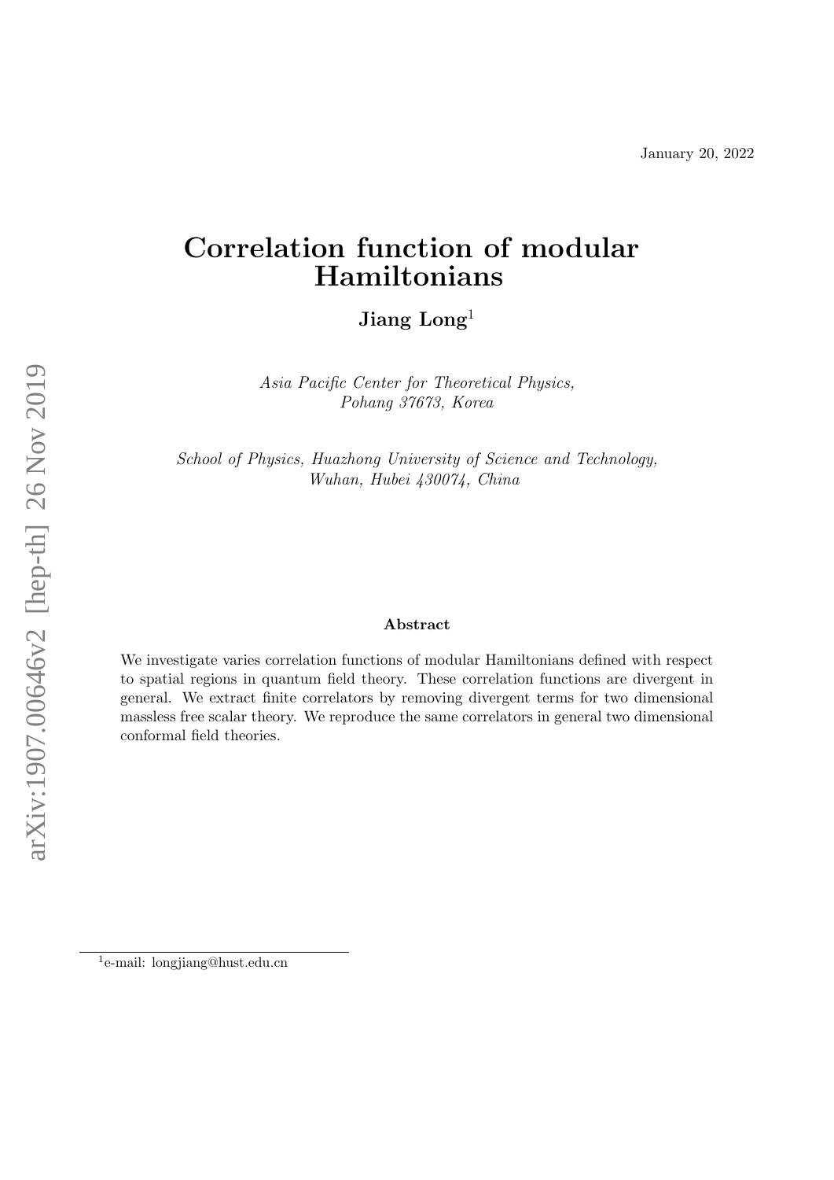January 20, 2022

# Correlation function of modular Hamiltonians

**Jiang Long**[1]

*Asia Pacific Center for Theoretical Physics, Pohang 37673, Korea*

*School of Physics, Huazhong University of Science and Technology, Wuhan, Hubei 430074, China*

**Abstract**

We investigate varies correlation functions of modular Hamiltonians defined with respect to spatial regions in quantum field theory. These correlation functions are divergent in general. We extract finite correlators by removing divergent terms for two dimensional massless free scalar theory. We reproduce the same correlators in general two dimensional conformal field theories.

[1] e-mail: longjiang@hust.edu.cn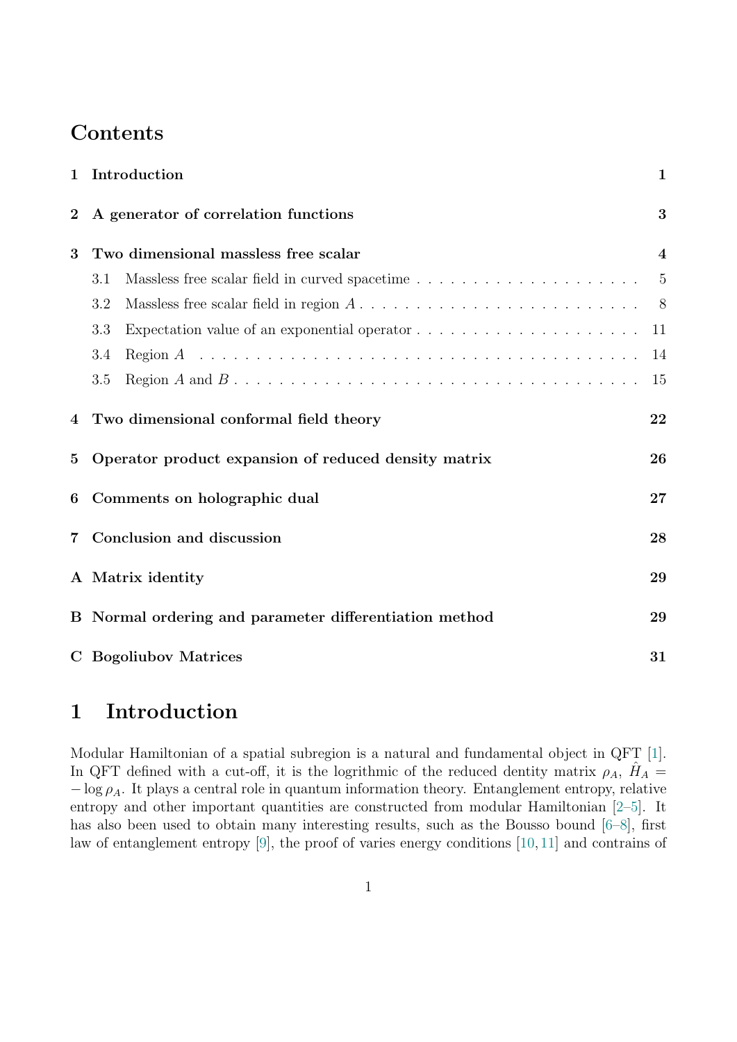# Contents

| | | |
|---|---|---|
| **1** | **Introduction** | **1** |
| **2** | **A generator of correlation functions** | **3** |
| **3** | **Two dimensional massless free scalar** | **4** |
| | 3.1 Massless free scalar field in curved spacetime | 5 |
| | 3.2 Massless free scalar field in region $A$ | 8 |
| | 3.3 Expectation value of an exponential operator | 11 |
| | 3.4 Region $A$ | 14 |
| | 3.5 Region $A$ and $B$ | 15 |
| **4** | **Two dimensional conformal field theory** | **22** |
| **5** | **Operator product expansion of reduced density matrix** | **26** |
| **6** | **Comments on holographic dual** | **27** |
| **7** | **Conclusion and discussion** | **28** |
| **A** | **Matrix identity** | **29** |
| **B** | **Normal ordering and parameter differentiation method** | **29** |
| **C** | **Bogoliubov Matrices** | **31** |

# 1 Introduction

Modular Hamiltonian of a spatial subregion is a natural and fundamental object in QFT [1]. In QFT defined with a cut-off, it is the logrithmic of the reduced dentity matrix $\rho_A$, $\hat{H}_A = -\log \rho_A$. It plays a central role in quantum information theory. Entanglement entropy, relative entropy and other important quantities are constructed from modular Hamiltonian [2–5]. It has also been used to obtain many interesting results, such as the Bousso bound [6–8], first law of entanglement entropy [9], the proof of varies energy conditions [10, 11] and contrains of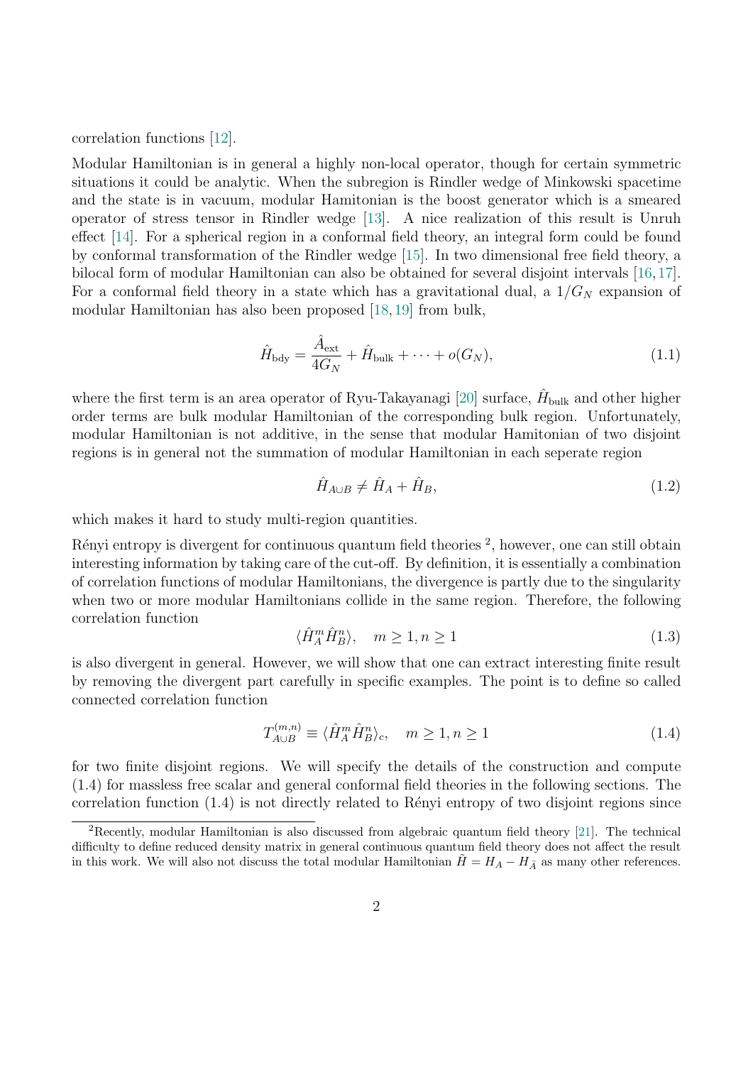correlation functions [12].

Modular Hamiltonian is in general a highly non-local operator, though for certain symmetric situations it could be analytic. When the subregion is Rindler wedge of Minkowski spacetime and the state is in vacuum, modular Hamitonian is the boost generator which is a smeared operator of stress tensor in Rindler wedge [13]. A nice realization of this result is Unruh effect [14]. For a spherical region in a conformal field theory, an integral form could be found by conformal transformation of the Rindler wedge [15]. In two dimensional free field theory, a bilocal form of modular Hamiltonian can also be obtained for several disjoint intervals [16,17]. For a conformal field theory in a state which has a gravitational dual, a $1/G_N$ expansion of modular Hamiltonian has also been proposed [18,19] from bulk,

$$\hat{H}_{\rm bdy} = \frac{\hat{A}_{\rm ext}}{4G_N} + \hat{H}_{\rm bulk} + \cdots + o(G_N), \tag{1.1}$$

where the first term is an area operator of Ryu-Takayanagi [20] surface, $\hat{H}_{\rm bulk}$ and other higher order terms are bulk modular Hamiltonian of the corresponding bulk region. Unfortunately, modular Hamiltonian is not additive, in the sense that modular Hamitonian of two disjoint regions is in general not the summation of modular Hamiltonian in each seperate region

$$\hat{H}_{A\cup B} \neq \hat{H}_A + \hat{H}_B, \tag{1.2}$$

which makes it hard to study multi-region quantities.

Rényi entropy is divergent for continuous quantum field theories [2], however, one can still obtain interesting information by taking care of the cut-off. By definition, it is essentially a combination of correlation functions of modular Hamiltonians, the divergence is partly due to the singularity when two or more modular Hamiltonians collide in the same region. Therefore, the following correlation function

$$\langle \hat{H}_A^m \hat{H}_B^n \rangle, \quad m \geq 1, n \geq 1 \tag{1.3}$$

is also divergent in general. However, we will show that one can extract interesting finite result by removing the divergent part carefully in specific examples. The point is to define so called connected correlation function

$$T_{A\cup B}^{(m,n)} \equiv \langle \hat{H}_A^m \hat{H}_B^n \rangle_c, \quad m \geq 1, n \geq 1 \tag{1.4}$$

for two finite disjoint regions. We will specify the details of the construction and compute (1.4) for massless free scalar and general conformal field theories in the following sections. The correlation function (1.4) is not directly related to Rényi entropy of two disjoint regions since

[2] Recently, modular Hamiltonian is also discussed from algebraic quantum field theory [21]. The technical difficulty to define reduced density matrix in general continuous quantum field theory does not affect the result in this work. We will also not discuss the total modular Hamiltonian $\tilde{H} = H_A - H_{\bar{A}}$ as many other references.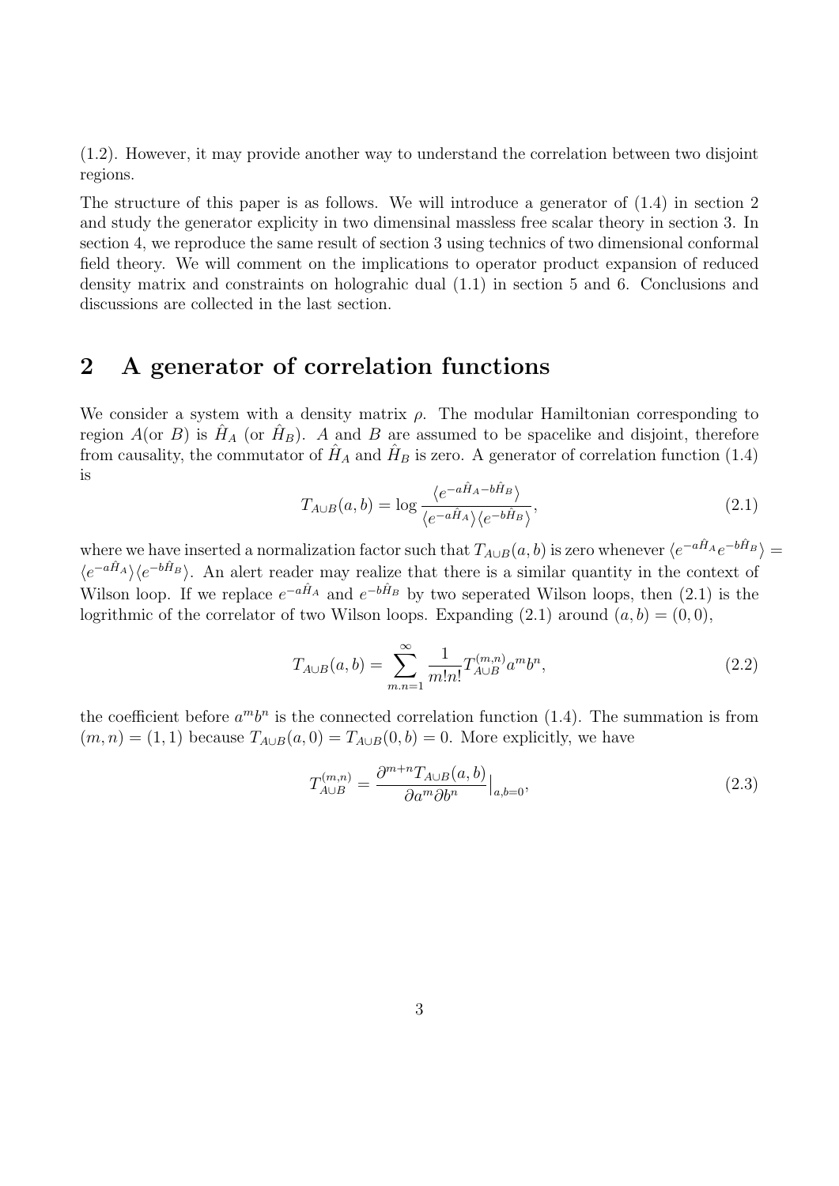(1.2). However, it may provide another way to understand the correlation between two disjoint regions.

The structure of this paper is as follows. We will introduce a generator of (1.4) in section 2 and study the generator explicity in two dimensinal massless free scalar theory in section 3. In section 4, we reproduce the same result of section 3 using technics of two dimensional conformal field theory. We will comment on the implications to operator product expansion of reduced density matrix and constraints on holograhic dual (1.1) in section 5 and 6. Conclusions and discussions are collected in the last section.

## 2 A generator of correlation functions

We consider a system with a density matrix $\rho$. The modular Hamiltonian corresponding to region $A$(or $B$) is $\hat{H}_A$ (or $\hat{H}_B$). $A$ and $B$ are assumed to be spacelike and disjoint, therefore from causality, the commutator of $\hat{H}_A$ and $\hat{H}_B$ is zero. A generator of correlation function (1.4) is

$$T_{A\cup B}(a,b) = \log \frac{\langle e^{-a\hat{H}_A - b\hat{H}_B}\rangle}{\langle e^{-a\hat{H}_A}\rangle\langle e^{-b\hat{H}_B}\rangle}, \tag{2.1}$$

where we have inserted a normalization factor such that $T_{A\cup B}(a,b)$ is zero whenever $\langle e^{-a\hat{H}_A}e^{-b\hat{H}_B}\rangle = \langle e^{-a\hat{H}_A}\rangle\langle e^{-b\hat{H}_B}\rangle$. An alert reader may realize that there is a similar quantity in the context of Wilson loop. If we replace $e^{-a\hat{H}_A}$ and $e^{-b\hat{H}_B}$ by two seperated Wilson loops, then (2.1) is the logrithmic of the correlator of two Wilson loops. Expanding (2.1) around $(a,b) = (0,0)$,

$$T_{A\cup B}(a,b) = \sum_{m.n=1}^{\infty} \frac{1}{m!n!} T_{A\cup B}^{(m,n)} a^m b^n, \tag{2.2}$$

the coefficient before $a^m b^n$ is the connected correlation function (1.4). The summation is from $(m,n) = (1,1)$ because $T_{A\cup B}(a,0) = T_{A\cup B}(0,b) = 0$. More explicitly, we have

$$T_{A\cup B}^{(m,n)} = \frac{\partial^{m+n} T_{A\cup B}(a,b)}{\partial a^m \partial b^n}\Big|_{a,b=0}, \tag{2.3}$$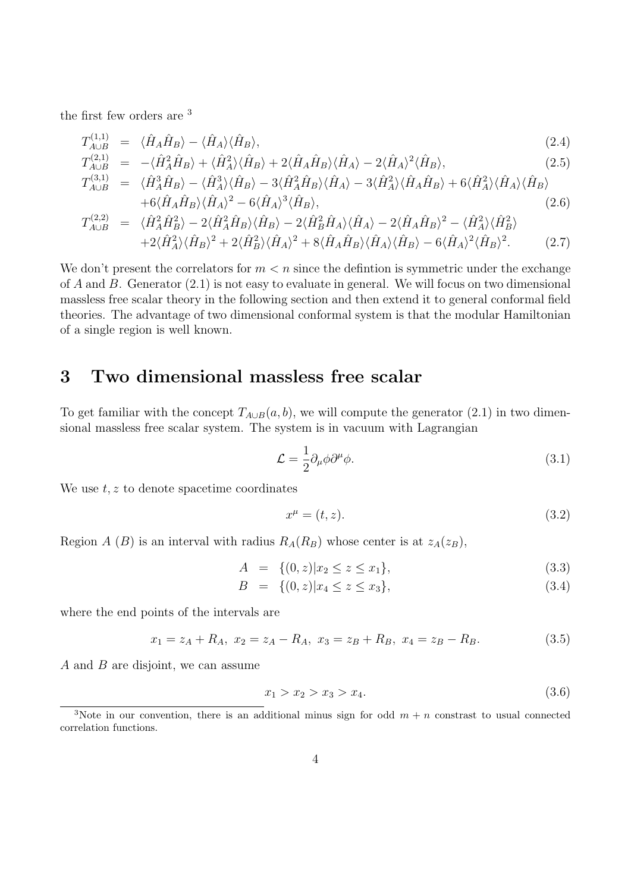the first few orders are [3]

$$
\begin{aligned}
T^{(1,1)}_{A\cup B} &= \langle \hat{H}_A \hat{H}_B \rangle - \langle \hat{H}_A \rangle \langle \hat{H}_B \rangle, && (2.4)\\
T^{(2,1)}_{A\cup B} &= -\langle \hat{H}_A^2 \hat{H}_B \rangle + \langle \hat{H}_A^2 \rangle \langle \hat{H}_B \rangle + 2\langle \hat{H}_A \hat{H}_B \rangle \langle \hat{H}_A \rangle - 2\langle \hat{H}_A \rangle^2 \langle \hat{H}_B \rangle, && (2.5)\\
T^{(3,1)}_{A\cup B} &= \langle \hat{H}_A^3 \hat{H}_B \rangle - \langle \hat{H}_A^3 \rangle \langle \hat{H}_B \rangle - 3\langle \hat{H}_A^2 \hat{H}_B \rangle \langle \hat{H}_A \rangle - 3\langle \hat{H}_A^2 \rangle \langle \hat{H}_A \hat{H}_B \rangle + 6\langle \hat{H}_A^2 \rangle \langle \hat{H}_A \rangle \langle \hat{H}_B \rangle \\
&\quad +6\langle \hat{H}_A \hat{H}_B \rangle \langle \hat{H}_A \rangle^2 - 6\langle \hat{H}_A \rangle^3 \langle \hat{H}_B \rangle, && (2.6)\\
T^{(2,2)}_{A\cup B} &= \langle \hat{H}_A^2 \hat{H}_B^2 \rangle - 2\langle \hat{H}_A^2 \hat{H}_B \rangle \langle \hat{H}_B \rangle - 2\langle \hat{H}_B^2 \hat{H}_A \rangle \langle \hat{H}_A \rangle - 2\langle \hat{H}_A \hat{H}_B \rangle^2 - \langle \hat{H}_A^2 \rangle \langle \hat{H}_B^2 \rangle \\
&\quad +2\langle \hat{H}_A^2 \rangle \langle \hat{H}_B \rangle^2 + 2\langle \hat{H}_B^2 \rangle \langle \hat{H}_A \rangle^2 + 8\langle \hat{H}_A \hat{H}_B \rangle \langle \hat{H}_A \rangle \langle \hat{H}_B \rangle - 6\langle \hat{H}_A \rangle^2 \langle \hat{H}_B \rangle^2. && (2.7)
\end{aligned}
$$

We don't present the correlators for $m < n$ since the defintion is symmetric under the exchange of $A$ and $B$. Generator (2.1) is not easy to evaluate in general. We will focus on two dimensional massless free scalar theory in the following section and then extend it to general conformal field theories. The advantage of two dimensional conformal system is that the modular Hamiltonian of a single region is well known.

# 3 Two dimensional massless free scalar

To get familiar with the concept $T_{A\cup B}(a,b)$, we will compute the generator (2.1) in two dimensional massless free scalar system. The system is in vacuum with Lagrangian

$$
\mathcal{L} = \frac{1}{2}\partial_\mu \phi \partial^\mu \phi. \tag{3.1}
$$

We use $t, z$ to denote spacetime coordinates

$$
x^\mu = (t, z). \tag{3.2}
$$

Region $A$ ($B$) is an interval with radius $R_A(R_B)$ whose center is at $z_A(z_B)$,

$$
\begin{aligned}
A &= \{(0,z) | x_2 \le z \le x_1\}, && (3.3)\\
B &= \{(0,z) | x_4 \le z \le x_3\}, && (3.4)
\end{aligned}
$$

where the end points of the intervals are

$$
x_1 = z_A + R_A,\ x_2 = z_A - R_A,\ x_3 = z_B + R_B,\ x_4 = z_B - R_B. \tag{3.5}
$$

$A$ and $B$ are disjoint, we can assume

$$
x_1 > x_2 > x_3 > x_4. \tag{3.6}
$$

[3] Note in our convention, there is an additional minus sign for odd $m+n$ constrast to usual connected correlation functions.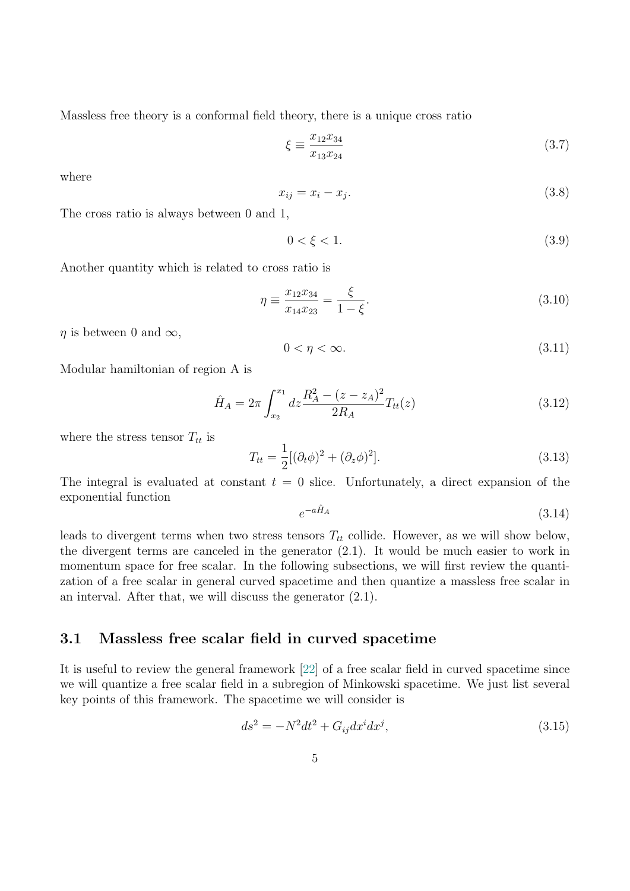Massless free theory is a conformal field theory, there is a unique cross ratio

$$\xi \equiv \frac{x_{12}x_{34}}{x_{13}x_{24}} \tag{3.7}$$

where

$$x_{ij} = x_i - x_j. \tag{3.8}$$

The cross ratio is always between 0 and 1,

$$0 < \xi < 1. \tag{3.9}$$

Another quantity which is related to cross ratio is

$$\eta \equiv \frac{x_{12}x_{34}}{x_{14}x_{23}} = \frac{\xi}{1-\xi}. \tag{3.10}$$

$\eta$ is between 0 and $\infty$,

$$0 < \eta < \infty. \tag{3.11}$$

Modular hamiltonian of region A is

$$\hat{H}_A = 2\pi \int_{x_2}^{x_1} dz \frac{R_A^2 - (z - z_A)^2}{2R_A} T_{tt}(z) \tag{3.12}$$

where the stress tensor $T_{tt}$ is

$$T_{tt} = \frac{1}{2}[(\partial_t \phi)^2 + (\partial_z \phi)^2]. \tag{3.13}$$

The integral is evaluated at constant $t = 0$ slice. Unfortunately, a direct expansion of the exponential function

$$e^{-a\hat{H}_A} \tag{3.14}$$

leads to divergent terms when two stress tensors $T_{tt}$ collide. However, as we will show below, the divergent terms are canceled in the generator (2.1). It would be much easier to work in momentum space for free scalar. In the following subsections, we will first review the quantization of a free scalar in general curved spacetime and then quantize a massless free scalar in an interval. After that, we will discuss the generator (2.1).

## 3.1 Massless free scalar field in curved spacetime

It is useful to review the general framework [22] of a free scalar field in curved spacetime since we will quantize a free scalar field in a subregion of Minkowski spacetime. We just list several key points of this framework. The spacetime we will consider is

$$ds^2 = -N^2 dt^2 + G_{ij} dx^i dx^j, \tag{3.15}$$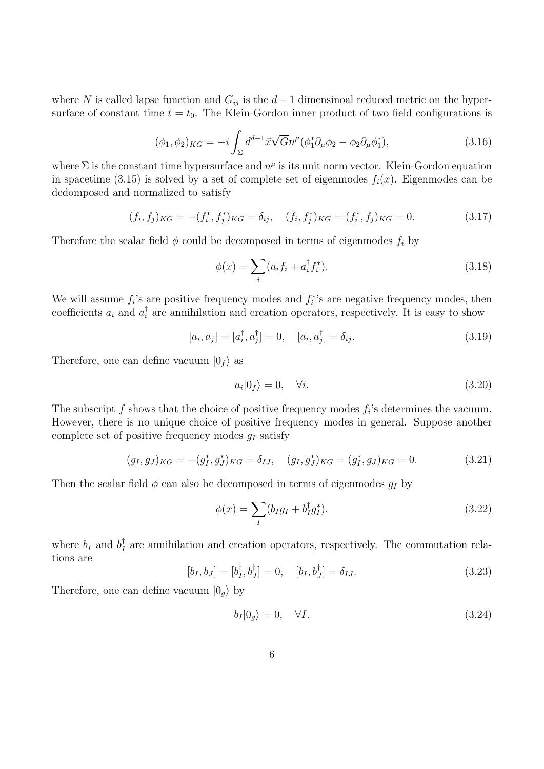where $N$ is called lapse function and $G_{ij}$ is the $d-1$ dimensinoal reduced metric on the hypersurface of constant time $t = t_0$. The Klein-Gordon inner product of two field configurations is

$$(\phi_1, \phi_2)_{KG} = -i \int_{\Sigma} d^{d-1}\vec{x}\sqrt{G} n^{\mu}(\phi_1^* \partial_\mu \phi_2 - \phi_2 \partial_\mu \phi_1^*), \tag{3.16}$$

where $\Sigma$ is the constant time hypersurface and $n^\mu$ is its unit norm vector. Klein-Gordon equation in spacetime (3.15) is solved by a set of complete set of eigenmodes $f_i(x)$. Eigenmodes can be dedomposed and normalized to satisfy

$$(f_i, f_j)_{KG} = -(f_i^*, f_j^*)_{KG} = \delta_{ij}, \quad (f_i, f_j^*)_{KG} = (f_i^*, f_j)_{KG} = 0. \tag{3.17}$$

Therefore the scalar field $\phi$ could be decomposed in terms of eigenmodes $f_i$ by

$$\phi(x) = \sum_i (a_i f_i + a_i^\dagger f_i^*). \tag{3.18}$$

We will assume $f_i$'s are positive frequency modes and $f_i^*$'s are negative frequency modes, then coefficients $a_i$ and $a_i^\dagger$ are annihilation and creation operators, respectively. It is easy to show

$$[a_i, a_j] = [a_i^\dagger, a_j^\dagger] = 0, \quad [a_i, a_j^\dagger] = \delta_{ij}. \tag{3.19}$$

Therefore, one can define vacuum $|0_f\rangle$ as

$$a_i|0_f\rangle = 0, \quad \forall i. \tag{3.20}$$

The subscript $f$ shows that the choice of positive frequency modes $f_i$'s determines the vacuum. However, there is no unique choice of positive frequency modes in general. Suppose another complete set of positive frequency modes $g_I$ satisfy

$$(g_I, g_J)_{KG} = -(g_I^*, g_J^*)_{KG} = \delta_{IJ}, \quad (g_I, g_J^*)_{KG} = (g_I^*, g_J)_{KG} = 0. \tag{3.21}$$

Then the scalar field $\phi$ can also be decomposed in terms of eigenmodes $g_I$ by

$$\phi(x) = \sum_I (b_I g_I + b_I^\dagger g_I^*), \tag{3.22}$$

where $b_I$ and $b_I^\dagger$ are annihilation and creation operators, respectively. The commutation relations are

$$[b_I, b_J] = [b_I^\dagger, b_J^\dagger] = 0, \quad [b_I, b_J^\dagger] = \delta_{IJ}. \tag{3.23}$$

Therefore, one can define vacuum $|0_g\rangle$ by

$$b_I|0_g\rangle = 0, \quad \forall I. \tag{3.24}$$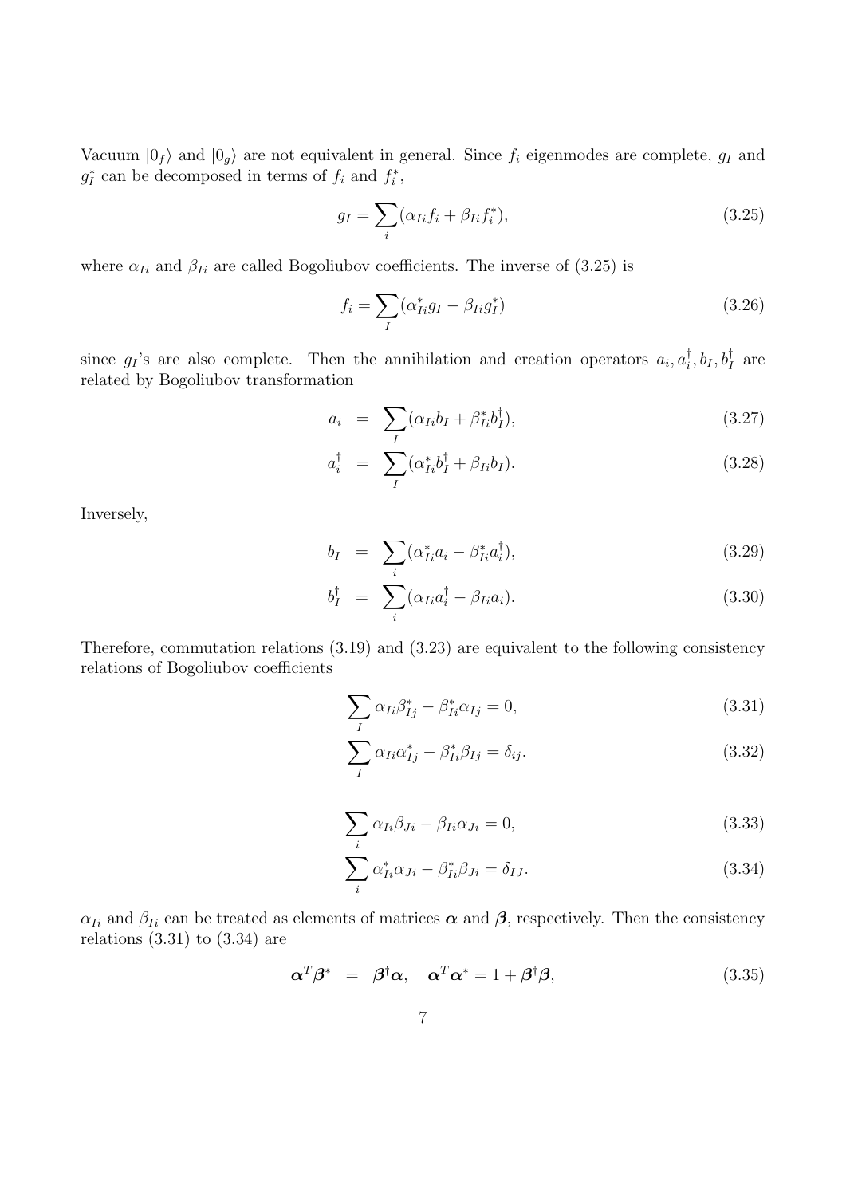Vacuum $|0_f\rangle$ and $|0_g\rangle$ are not equivalent in general. Since $f_i$ eigenmodes are complete, $g_I$ and $g_I^*$ can be decomposed in terms of $f_i$ and $f_i^*$,

$$g_I = \sum_i (\alpha_{Ii} f_i + \beta_{Ii} f_i^*), \tag{3.25}$$

where $\alpha_{Ii}$ and $\beta_{Ii}$ are called Bogoliubov coefficients. The inverse of (3.25) is

$$f_i = \sum_I (\alpha_{Ii}^* g_I - \beta_{Ii} g_I^*) \tag{3.26}$$

since $g_I$'s are also complete. Then the annihilation and creation operators $a_i, a_i^\dagger, b_I, b_I^\dagger$ are related by Bogoliubov transformation

$$a_i = \sum_I (\alpha_{Ii} b_I + \beta_{Ii}^* b_I^\dagger), \tag{3.27}$$

$$a_i^\dagger = \sum_I (\alpha_{Ii}^* b_I^\dagger + \beta_{Ii} b_I). \tag{3.28}$$

Inversely,

$$b_I = \sum_i (\alpha_{Ii}^* a_i - \beta_{Ii}^* a_i^\dagger), \tag{3.29}$$

$$b_I^\dagger = \sum_i (\alpha_{Ii} a_i^\dagger - \beta_{Ii} a_i). \tag{3.30}$$

Therefore, commutation relations (3.19) and (3.23) are equivalent to the following consistency relations of Bogoliubov coefficients

$$\sum_I \alpha_{Ii} \beta_{Ij}^* - \beta_{Ii}^* \alpha_{Ij} = 0, \tag{3.31}$$

$$\sum_I \alpha_{Ii} \alpha_{Ij}^* - \beta_{Ii}^* \beta_{Ij} = \delta_{ij}. \tag{3.32}$$

$$\sum_i \alpha_{Ii} \beta_{Ji} - \beta_{Ii} \alpha_{Ji} = 0, \tag{3.33}$$

$$\sum_i \alpha_{Ii}^* \alpha_{Ji} - \beta_{Ii}^* \beta_{Ji} = \delta_{IJ}. \tag{3.34}$$

$\alpha_{Ii}$ and $\beta_{Ii}$ can be treated as elements of matrices $\boldsymbol{\alpha}$ and $\boldsymbol{\beta}$, respectively. Then the consistency relations (3.31) to (3.34) are

$$\boldsymbol{\alpha}^T \boldsymbol{\beta}^* = \boldsymbol{\beta}^\dagger \boldsymbol{\alpha}, \quad \boldsymbol{\alpha}^T \boldsymbol{\alpha}^* = 1 + \boldsymbol{\beta}^\dagger \boldsymbol{\beta}, \tag{3.35}$$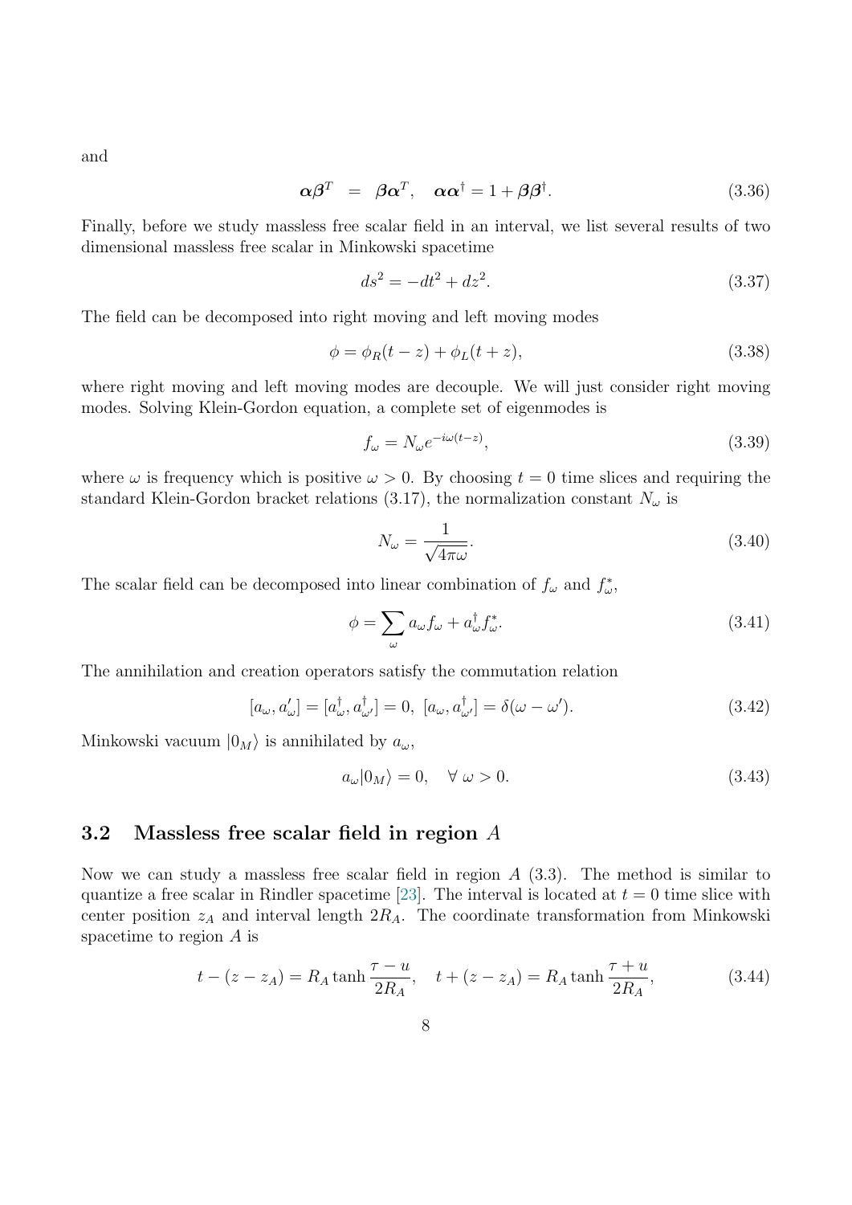and

$$\boldsymbol{\alpha}\boldsymbol{\beta}^T \;=\; \boldsymbol{\beta}\boldsymbol{\alpha}^T, \quad \boldsymbol{\alpha}\boldsymbol{\alpha}^\dagger = 1 + \boldsymbol{\beta}\boldsymbol{\beta}^\dagger. \tag{3.36}$$

Finally, before we study massless free scalar field in an interval, we list several results of two dimensional massless free scalar in Minkowski spacetime

$$ds^2 = -dt^2 + dz^2. \tag{3.37}$$

The field can be decomposed into right moving and left moving modes

$$\phi = \phi_R(t - z) + \phi_L(t + z), \tag{3.38}$$

where right moving and left moving modes are decouple. We will just consider right moving modes. Solving Klein-Gordon equation, a complete set of eigenmodes is

$$f_\omega = N_\omega e^{-i\omega(t-z)}, \tag{3.39}$$

where $\omega$ is frequency which is positive $\omega > 0$. By choosing $t = 0$ time slices and requiring the standard Klein-Gordon bracket relations (3.17), the normalization constant $N_\omega$ is

$$N_\omega = \frac{1}{\sqrt{4\pi\omega}}. \tag{3.40}$$

The scalar field can be decomposed into linear combination of $f_\omega$ and $f_\omega^*$,

$$\phi = \sum_\omega a_\omega f_\omega + a_\omega^\dagger f_\omega^*. \tag{3.41}$$

The annihilation and creation operators satisfy the commutation relation

$$[a_\omega, a_\omega'] = [a_\omega^\dagger, a_{\omega'}^\dagger] = 0, \; [a_\omega, a_{\omega'}^\dagger] = \delta(\omega - \omega'). \tag{3.42}$$

Minkowski vacuum $|0_M\rangle$ is annihilated by $a_\omega$,

$$a_\omega |0_M\rangle = 0, \quad \forall \; \omega > 0. \tag{3.43}$$

## 3.2 Massless free scalar field in region $A$

Now we can study a massless free scalar field in region $A$ (3.3). The method is similar to quantize a free scalar in Rindler spacetime [23]. The interval is located at $t = 0$ time slice with center position $z_A$ and interval length $2R_A$. The coordinate transformation from Minkowski spacetime to region $A$ is

$$t - (z - z_A) = R_A \tanh \frac{\tau - u}{2R_A}, \quad t + (z - z_A) = R_A \tanh \frac{\tau + u}{2R_A}, \tag{3.44}$$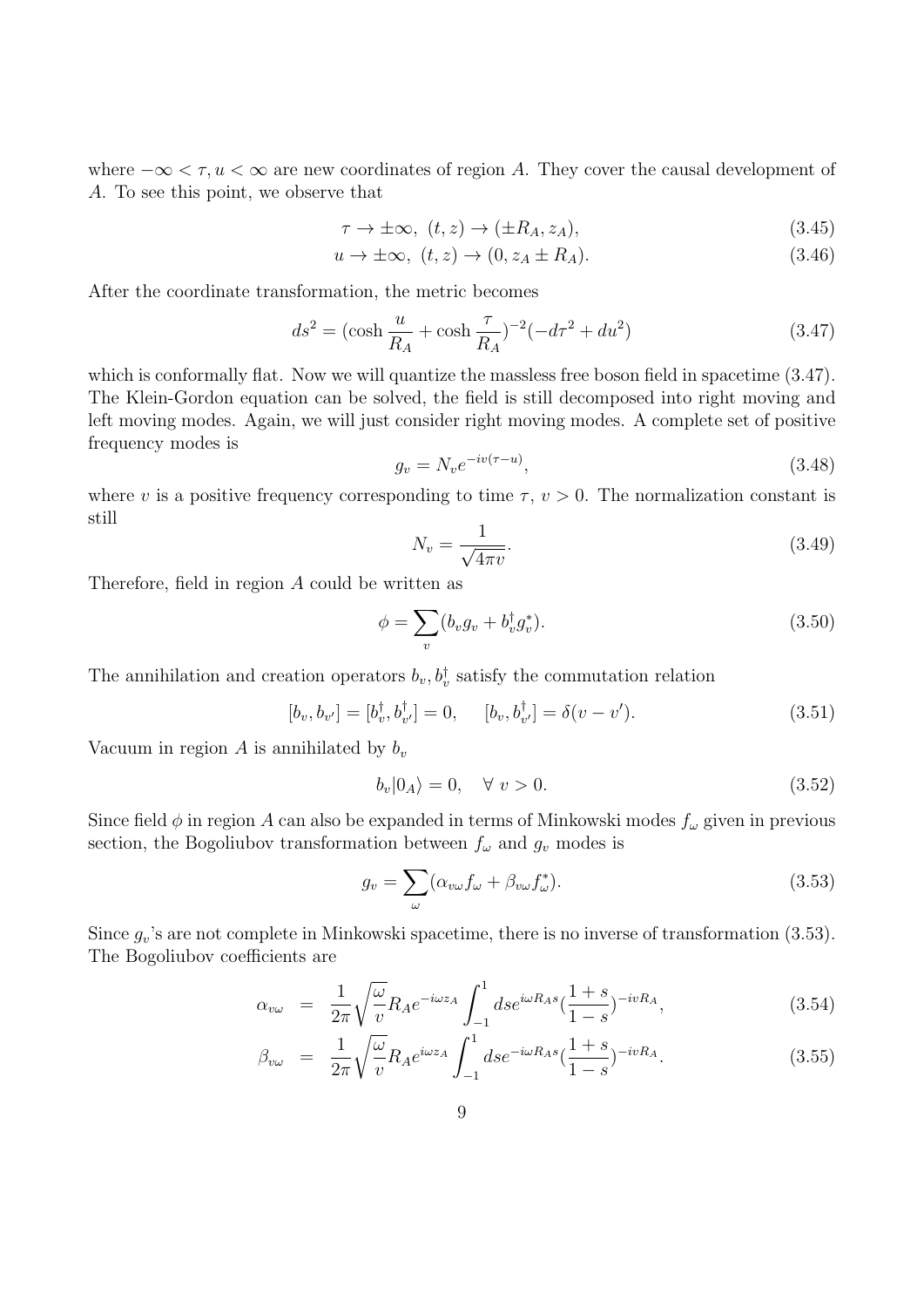where $-\infty < \tau, u < \infty$ are new coordinates of region $A$. They cover the causal development of $A$. To see this point, we observe that

$$\tau \to \pm\infty,\ (t, z) \to (\pm R_A, z_A), \tag{3.45}$$

$$u \to \pm\infty,\ (t, z) \to (0, z_A \pm R_A). \tag{3.46}$$

After the coordinate transformation, the metric becomes

$$ds^2 = (\cosh\frac{u}{R_A} + \cosh\frac{\tau}{R_A})^{-2}(-d\tau^2 + du^2) \tag{3.47}$$

which is conformally flat. Now we will quantize the massless free boson field in spacetime (3.47). The Klein-Gordon equation can be solved, the field is still decomposed into right moving and left moving modes. Again, we will just consider right moving modes. A complete set of positive frequency modes is

$$g_v = N_v e^{-iv(\tau - u)}, \tag{3.48}$$

where $v$ is a positive frequency corresponding to time $\tau$, $v > 0$. The normalization constant is still

$$N_v = \frac{1}{\sqrt{4\pi v}}. \tag{3.49}$$

Therefore, field in region $A$ could be written as

$$\phi = \sum_v (b_v g_v + b_v^\dagger g_v^*). \tag{3.50}$$

The annihilation and creation operators $b_v, b_v^\dagger$ satisfy the commutation relation

$$[b_v, b_{v'}] = [b_v^\dagger, b_{v'}^\dagger] = 0, \qquad [b_v, b_{v'}^\dagger] = \delta(v - v'). \tag{3.51}$$

Vacuum in region $A$ is annihilated by $b_v$

$$b_v|0_A\rangle = 0, \quad \forall\ v > 0. \tag{3.52}$$

Since field $\phi$ in region $A$ can also be expanded in terms of Minkowski modes $f_\omega$ given in previous section, the Bogoliubov transformation between $f_\omega$ and $g_v$ modes is

$$g_v = \sum_\omega (\alpha_{v\omega} f_\omega + \beta_{v\omega} f_\omega^*). \tag{3.53}$$

Since $g_v$'s are not complete in Minkowski spacetime, there is no inverse of transformation (3.53). The Bogoliubov coefficients are

$$\alpha_{v\omega} = \frac{1}{2\pi}\sqrt{\frac{\omega}{v}} R_A e^{-i\omega z_A} \int_{-1}^{1} ds e^{i\omega R_A s} (\frac{1+s}{1-s})^{-ivR_A}, \tag{3.54}$$

$$\beta_{v\omega} = \frac{1}{2\pi}\sqrt{\frac{\omega}{v}} R_A e^{i\omega z_A} \int_{-1}^{1} ds e^{-i\omega R_A s} (\frac{1+s}{1-s})^{-ivR_A}. \tag{3.55}$$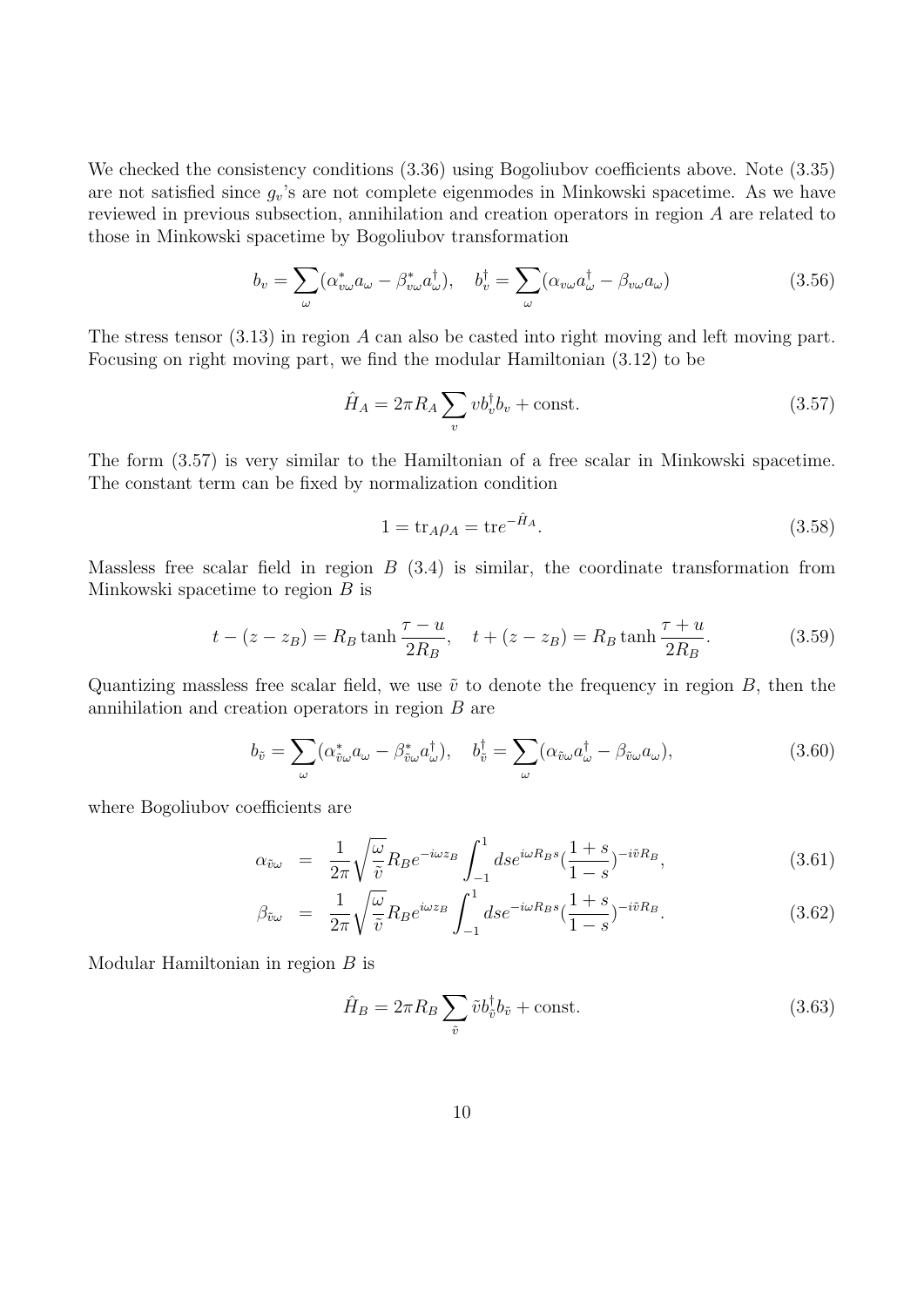We checked the consistency conditions (3.36) using Bogoliubov coefficients above. Note (3.35) are not satisfied since $g_v$'s are not complete eigenmodes in Minkowski spacetime. As we have reviewed in previous subsection, annihilation and creation operators in region $A$ are related to those in Minkowski spacetime by Bogoliubov transformation

$$b_v = \sum_\omega (\alpha^*_{v\omega} a_\omega - \beta^*_{v\omega} a^\dagger_\omega), \quad b^\dagger_v = \sum_\omega (\alpha_{v\omega} a^\dagger_\omega - \beta_{v\omega} a_\omega) \tag{3.56}$$

The stress tensor (3.13) in region $A$ can also be casted into right moving and left moving part. Focusing on right moving part, we find the modular Hamiltonian (3.12) to be

$$\hat{H}_A = 2\pi R_A \sum_v v b^\dagger_v b_v + \text{const.} \tag{3.57}$$

The form (3.57) is very similar to the Hamiltonian of a free scalar in Minkowski spacetime. The constant term can be fixed by normalization condition

$$1 = \text{tr}_A \rho_A = \text{tr} e^{-\hat{H}_A}. \tag{3.58}$$

Massless free scalar field in region $B$ (3.4) is similar, the coordinate transformation from Minkowski spacetime to region $B$ is

$$t - (z - z_B) = R_B \tanh \frac{\tau - u}{2R_B}, \quad t + (z - z_B) = R_B \tanh \frac{\tau + u}{2R_B}. \tag{3.59}$$

Quantizing massless free scalar field, we use $\tilde{v}$ to denote the frequency in region $B$, then the annihilation and creation operators in region $B$ are

$$b_{\tilde{v}} = \sum_\omega (\alpha^*_{\tilde{v}\omega} a_\omega - \beta^*_{\tilde{v}\omega} a^\dagger_\omega), \quad b^\dagger_{\tilde{v}} = \sum_\omega (\alpha_{\tilde{v}\omega} a^\dagger_\omega - \beta_{\tilde{v}\omega} a_\omega), \tag{3.60}$$

where Bogoliubov coefficients are

$$\alpha_{\tilde{v}\omega} = \frac{1}{2\pi} \sqrt{\frac{\omega}{\tilde{v}}} R_B e^{-i\omega z_B} \int_{-1}^{1} ds e^{i\omega R_B s} (\frac{1+s}{1-s})^{-i\tilde{v} R_B}, \tag{3.61}$$

$$\beta_{\tilde{v}\omega} = \frac{1}{2\pi} \sqrt{\frac{\omega}{\tilde{v}}} R_B e^{i\omega z_B} \int_{-1}^{1} ds e^{-i\omega R_B s} (\frac{1+s}{1-s})^{-i\tilde{v} R_B}. \tag{3.62}$$

Modular Hamiltonian in region $B$ is

$$\hat{H}_B = 2\pi R_B \sum_{\tilde{v}} \tilde{v} b^\dagger_{\tilde{v}} b_{\tilde{v}} + \text{const.} \tag{3.63}$$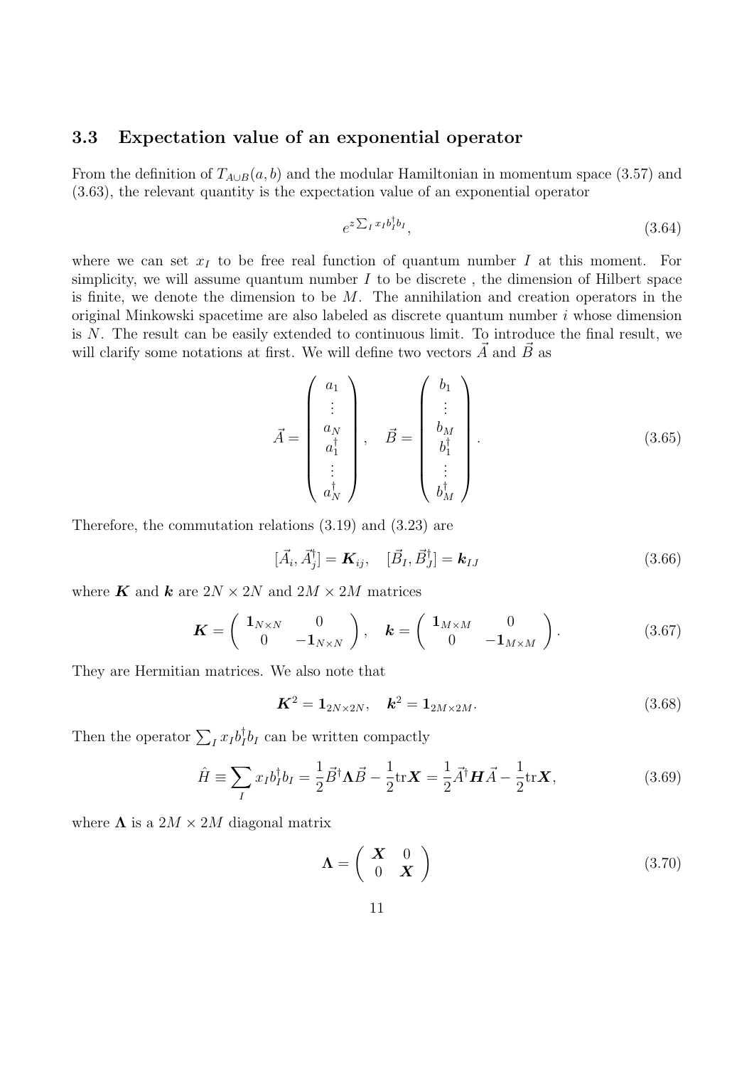### 3.3 Expectation value of an exponential operator

From the definition of $T_{A\cup B}(a,b)$ and the modular Hamiltonian in momentum space (3.57) and (3.63), the relevant quantity is the expectation value of an exponential operator

$$e^{z\sum_I x_I b_I^\dagger b_I}, \tag{3.64}$$

where we can set $x_I$ to be free real function of quantum number $I$ at this moment. For simplicity, we will assume quantum number $I$ to be discrete , the dimension of Hilbert space is finite, we denote the dimension to be $M$. The annihilation and creation operators in the original Minkowski spacetime are also labeled as discrete quantum number $i$ whose dimension is $N$. The result can be easily extended to continuous limit. To introduce the final result, we will clarify some notations at first. We will define two vectors $\vec{A}$ and $\vec{B}$ as

$$\vec{A} = \begin{pmatrix} a_1 \\ \vdots \\ a_N \\ a_1^\dagger \\ \vdots \\ a_N^\dagger \end{pmatrix}, \quad \vec{B} = \begin{pmatrix} b_1 \\ \vdots \\ b_M \\ b_1^\dagger \\ \vdots \\ b_M^\dagger \end{pmatrix}. \tag{3.65}$$

Therefore, the commutation relations (3.19) and (3.23) are

$$[\vec{A}_i, \vec{A}_j^\dagger] = \boldsymbol{K}_{ij}, \quad [\vec{B}_I, \vec{B}_J^\dagger] = \boldsymbol{k}_{IJ} \tag{3.66}$$

where $\boldsymbol{K}$ and $\boldsymbol{k}$ are $2N\times 2N$ and $2M\times 2M$ matrices

$$\boldsymbol{K} = \begin{pmatrix} \mathbf{1}_{N\times N} & 0 \\ 0 & -\mathbf{1}_{N\times N} \end{pmatrix}, \quad \boldsymbol{k} = \begin{pmatrix} \mathbf{1}_{M\times M} & 0 \\ 0 & -\mathbf{1}_{M\times M} \end{pmatrix}. \tag{3.67}$$

They are Hermitian matrices. We also note that

$$\boldsymbol{K}^2 = \mathbf{1}_{2N\times 2N}, \quad \boldsymbol{k}^2 = \mathbf{1}_{2M\times 2M}. \tag{3.68}$$

Then the operator $\sum_I x_I b_I^\dagger b_I$ can be written compactly

$$\hat{H} \equiv \sum_I x_I b_I^\dagger b_I = \frac{1}{2}\vec{B}^\dagger \boldsymbol{\Lambda}\vec{B} - \frac{1}{2}\mathrm{tr}\boldsymbol{X} = \frac{1}{2}\vec{A}^\dagger \boldsymbol{H}\vec{A} - \frac{1}{2}\mathrm{tr}\boldsymbol{X}, \tag{3.69}$$

where $\boldsymbol{\Lambda}$ is a $2M\times 2M$ diagonal matrix

$$\boldsymbol{\Lambda} = \begin{pmatrix} \boldsymbol{X} & 0 \\ 0 & \boldsymbol{X} \end{pmatrix} \tag{3.70}$$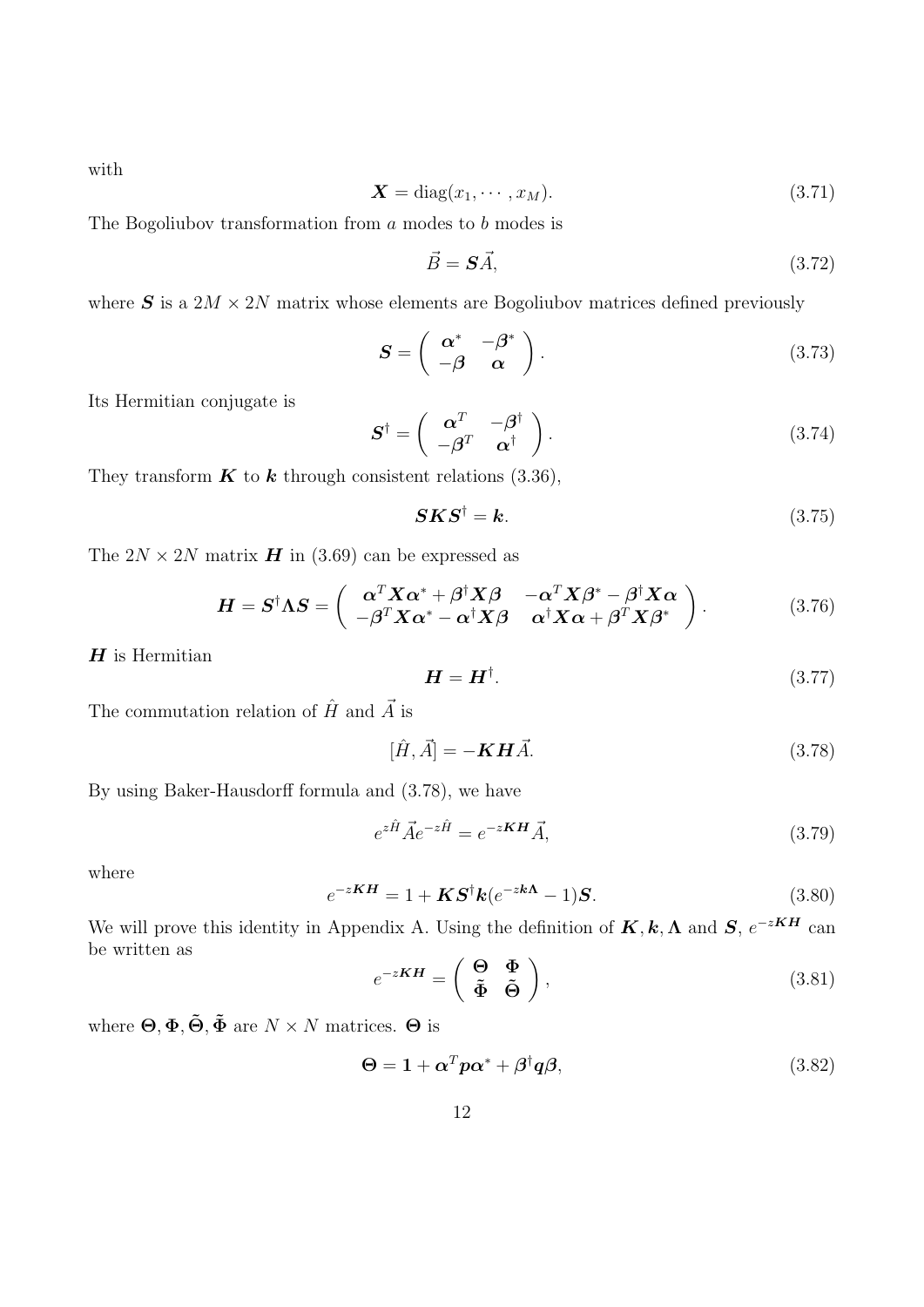with

$$\boldsymbol{X} = \mathrm{diag}(x_1, \cdots, x_M). \tag{3.71}$$

The Bogoliubov transformation from $a$ modes to $b$ modes is

$$\vec{B} = \boldsymbol{S}\vec{A}, \tag{3.72}$$

where $\boldsymbol{S}$ is a $2M \times 2N$ matrix whose elements are Bogoliubov matrices defined previously

$$\boldsymbol{S} = \begin{pmatrix} \boldsymbol{\alpha}^* & -\boldsymbol{\beta}^* \\ -\boldsymbol{\beta} & \boldsymbol{\alpha} \end{pmatrix}. \tag{3.73}$$

Its Hermitian conjugate is

$$\boldsymbol{S}^\dagger = \begin{pmatrix} \boldsymbol{\alpha}^T & -\boldsymbol{\beta}^\dagger \\ -\boldsymbol{\beta}^T & \boldsymbol{\alpha}^\dagger \end{pmatrix}. \tag{3.74}$$

They transform $\boldsymbol{K}$ to $\boldsymbol{k}$ through consistent relations (3.36),

$$\boldsymbol{S}\boldsymbol{K}\boldsymbol{S}^\dagger = \boldsymbol{k}. \tag{3.75}$$

The $2N \times 2N$ matrix $\boldsymbol{H}$ in (3.69) can be expressed as

$$\boldsymbol{H} = \boldsymbol{S}^\dagger \boldsymbol{\Lambda} \boldsymbol{S} = \begin{pmatrix} \boldsymbol{\alpha}^T \boldsymbol{X} \boldsymbol{\alpha}^* + \boldsymbol{\beta}^\dagger \boldsymbol{X} \boldsymbol{\beta} & -\boldsymbol{\alpha}^T \boldsymbol{X} \boldsymbol{\beta}^* - \boldsymbol{\beta}^\dagger \boldsymbol{X} \boldsymbol{\alpha} \\ -\boldsymbol{\beta}^T \boldsymbol{X} \boldsymbol{\alpha}^* - \boldsymbol{\alpha}^\dagger \boldsymbol{X} \boldsymbol{\beta} & \boldsymbol{\alpha}^\dagger \boldsymbol{X} \boldsymbol{\alpha} + \boldsymbol{\beta}^T \boldsymbol{X} \boldsymbol{\beta}^* \end{pmatrix}. \tag{3.76}$$

$\boldsymbol{H}$ is Hermitian

$$\boldsymbol{H} = \boldsymbol{H}^\dagger. \tag{3.77}$$

The commutation relation of $\hat{H}$ and $\vec{A}$ is

$$[\hat{H}, \vec{A}] = -\boldsymbol{K}\boldsymbol{H}\vec{A}. \tag{3.78}$$

By using Baker-Hausdorff formula and (3.78), we have

$$e^{z\hat{H}} \vec{A} e^{-z\hat{H}} = e^{-z\boldsymbol{K}\boldsymbol{H}} \vec{A}, \tag{3.79}$$

where

$$e^{-z\boldsymbol{K}\boldsymbol{H}} = 1 + \boldsymbol{K}\boldsymbol{S}^\dagger \boldsymbol{k} (e^{-z\boldsymbol{k}\boldsymbol{\Lambda}} - 1)\boldsymbol{S}. \tag{3.80}$$

We will prove this identity in Appendix A. Using the definition of $\boldsymbol{K}, \boldsymbol{k}, \boldsymbol{\Lambda}$ and $\boldsymbol{S}$, $e^{-z\boldsymbol{K}\boldsymbol{H}}$ can be written as

$$e^{-z\boldsymbol{K}\boldsymbol{H}} = \begin{pmatrix} \boldsymbol{\Theta} & \boldsymbol{\Phi} \\ \tilde{\boldsymbol{\Phi}} & \tilde{\boldsymbol{\Theta}} \end{pmatrix}, \tag{3.81}$$

where $\boldsymbol{\Theta}, \boldsymbol{\Phi}, \tilde{\boldsymbol{\Theta}}, \tilde{\boldsymbol{\Phi}}$ are $N \times N$ matrices. $\boldsymbol{\Theta}$ is

$$\boldsymbol{\Theta} = \boldsymbol{1} + \boldsymbol{\alpha}^T \boldsymbol{p} \boldsymbol{\alpha}^* + \boldsymbol{\beta}^\dagger \boldsymbol{q} \boldsymbol{\beta}, \tag{3.82}$$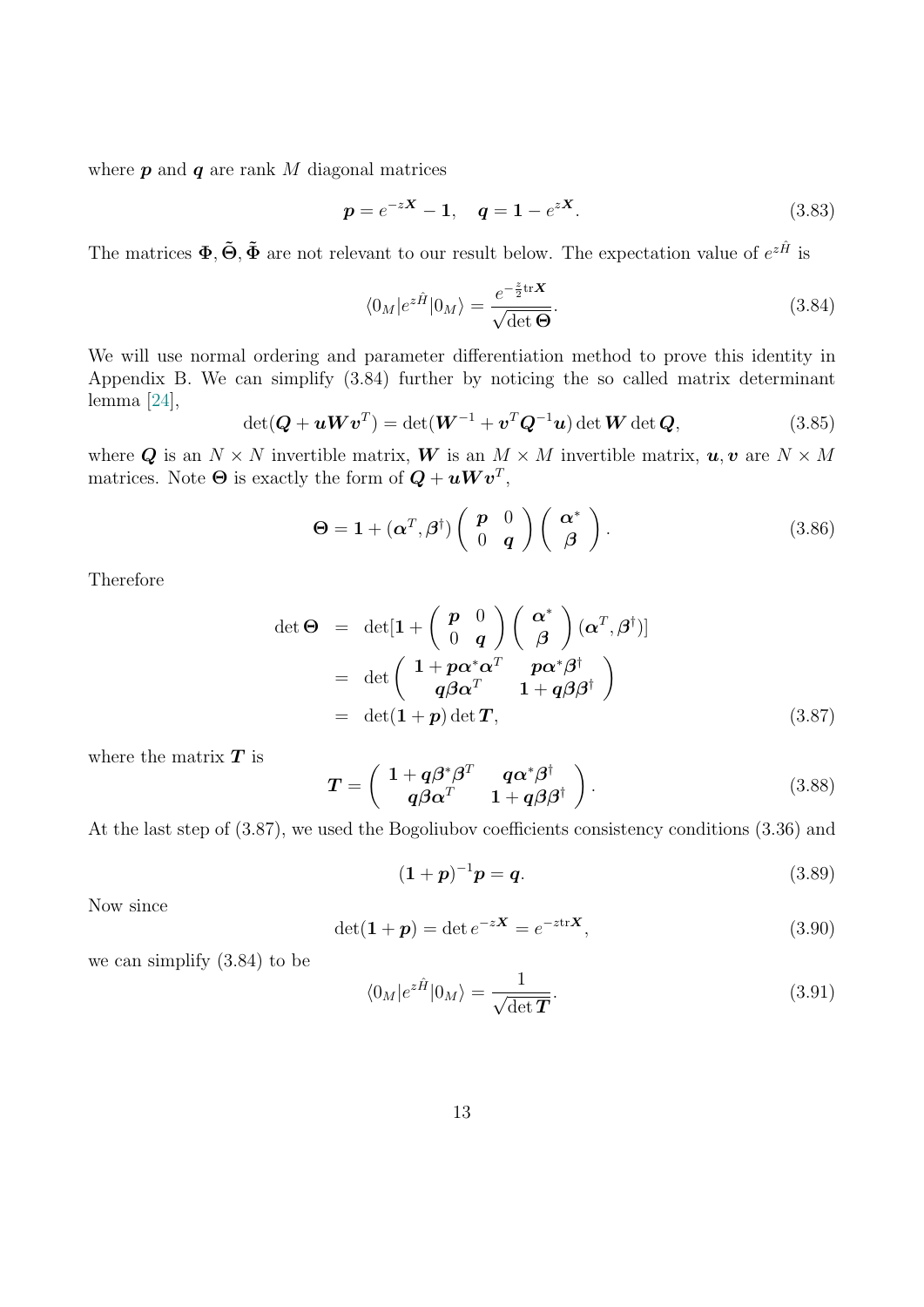where $\boldsymbol{p}$ and $\boldsymbol{q}$ are rank $M$ diagonal matrices

$$\boldsymbol{p} = e^{-z\boldsymbol{X}} - \boldsymbol{1}, \quad \boldsymbol{q} = \boldsymbol{1} - e^{z\boldsymbol{X}}. \tag{3.83}$$

The matrices $\boldsymbol{\Phi}, \tilde{\boldsymbol{\Theta}}, \tilde{\boldsymbol{\Phi}}$ are not relevant to our result below. The expectation value of $e^{z\hat{H}}$ is

$$\langle 0_M | e^{z\hat{H}} | 0_M \rangle = \frac{e^{-\frac{z}{2}\mathrm{tr}\boldsymbol{X}}}{\sqrt{\det \boldsymbol{\Theta}}}. \tag{3.84}$$

We will use normal ordering and parameter differentiation method to prove this identity in Appendix B. We can simplify (3.84) further by noticing the so called matrix determinant lemma [24],

$$\det(\boldsymbol{Q} + \boldsymbol{u}\boldsymbol{W}\boldsymbol{v}^T) = \det(\boldsymbol{W}^{-1} + \boldsymbol{v}^T\boldsymbol{Q}^{-1}\boldsymbol{u}) \det \boldsymbol{W} \det \boldsymbol{Q}, \tag{3.85}$$

where $\boldsymbol{Q}$ is an $N \times N$ invertible matrix, $\boldsymbol{W}$ is an $M \times M$ invertible matrix, $\boldsymbol{u}, \boldsymbol{v}$ are $N \times M$ matrices. Note $\boldsymbol{\Theta}$ is exactly the form of $\boldsymbol{Q} + \boldsymbol{u}\boldsymbol{W}\boldsymbol{v}^T$,

$$\boldsymbol{\Theta} = \boldsymbol{1} + (\boldsymbol{\alpha}^T, \boldsymbol{\beta}^\dagger) \begin{pmatrix} \boldsymbol{p} & 0 \\ 0 & \boldsymbol{q} \end{pmatrix} \begin{pmatrix} \boldsymbol{\alpha}^* \\ \boldsymbol{\beta} \end{pmatrix}. \tag{3.86}$$

Therefore

$$\begin{aligned} \det \boldsymbol{\Theta} &= \det[\boldsymbol{1} + \begin{pmatrix} \boldsymbol{p} & 0 \\ 0 & \boldsymbol{q} \end{pmatrix} \begin{pmatrix} \boldsymbol{\alpha}^* \\ \boldsymbol{\beta} \end{pmatrix} (\boldsymbol{\alpha}^T, \boldsymbol{\beta}^\dagger)] \\ &= \det \begin{pmatrix} \boldsymbol{1} + \boldsymbol{p}\boldsymbol{\alpha}^*\boldsymbol{\alpha}^T & \boldsymbol{p}\boldsymbol{\alpha}^*\boldsymbol{\beta}^\dagger \\ \boldsymbol{q}\boldsymbol{\beta}\boldsymbol{\alpha}^T & \boldsymbol{1} + \boldsymbol{q}\boldsymbol{\beta}\boldsymbol{\beta}^\dagger \end{pmatrix} \\ &= \det(\boldsymbol{1} + \boldsymbol{p}) \det \boldsymbol{T}, \end{aligned} \tag{3.87}$$

where the matrix $\boldsymbol{T}$ is

$$\boldsymbol{T} = \begin{pmatrix} \boldsymbol{1} + \boldsymbol{q}\boldsymbol{\beta}^*\boldsymbol{\beta}^T & \boldsymbol{q}\boldsymbol{\alpha}^*\boldsymbol{\beta}^\dagger \\ \boldsymbol{q}\boldsymbol{\beta}\boldsymbol{\alpha}^T & \boldsymbol{1} + \boldsymbol{q}\boldsymbol{\beta}\boldsymbol{\beta}^\dagger \end{pmatrix}. \tag{3.88}$$

At the last step of (3.87), we used the Bogoliubov coefficients consistency conditions (3.36) and

$$(\boldsymbol{1} + \boldsymbol{p})^{-1}\boldsymbol{p} = \boldsymbol{q}. \tag{3.89}$$

Now since

$$\det(\boldsymbol{1} + \boldsymbol{p}) = \det e^{-z\boldsymbol{X}} = e^{-z\mathrm{tr}\boldsymbol{X}}, \tag{3.90}$$

we can simplify (3.84) to be

$$\langle 0_M | e^{z\hat{H}} | 0_M \rangle = \frac{1}{\sqrt{\det \boldsymbol{T}}}. \tag{3.91}$$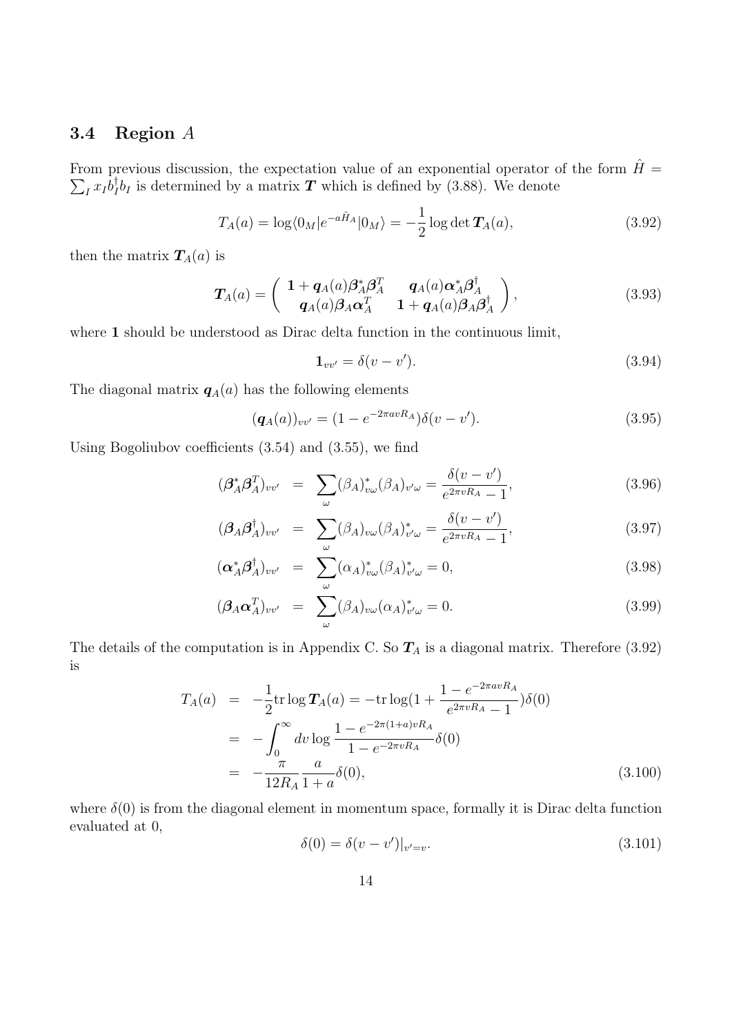### 3.4 Region $A$

From previous discussion, the expectation value of an exponential operator of the form $\hat{H} = \sum_I x_I b_I^\dagger b_I$ is determined by a matrix $\boldsymbol{T}$ which is defined by (3.88). We denote

$$T_A(a) = \log\langle 0_M | e^{-a\hat{H}_A} | 0_M \rangle = -\frac{1}{2} \log \det \boldsymbol{T}_A(a), \tag{3.92}$$

then the matrix $\boldsymbol{T}_A(a)$ is

$$\boldsymbol{T}_A(a) = \left( \begin{array}{cc} \mathbf{1} + \boldsymbol{q}_A(a) \boldsymbol{\beta}_A^* \boldsymbol{\beta}_A^T & \boldsymbol{q}_A(a) \boldsymbol{\alpha}_A^* \boldsymbol{\beta}_A^\dagger \\ \boldsymbol{q}_A(a) \boldsymbol{\beta}_A \boldsymbol{\alpha}_A^T & \mathbf{1} + \boldsymbol{q}_A(a) \boldsymbol{\beta}_A \boldsymbol{\beta}_A^\dagger \end{array} \right), \tag{3.93}$$

where $\mathbf{1}$ should be understood as Dirac delta function in the continuous limit,

$$\mathbf{1}_{vv'} = \delta(v - v'). \tag{3.94}$$

The diagonal matrix $\boldsymbol{q}_A(a)$ has the following elements

$$(\boldsymbol{q}_A(a))_{vv'} = (1 - e^{-2\pi a v R_A}) \delta(v - v'). \tag{3.95}$$

Using Bogoliubov coefficients (3.54) and (3.55), we find

$$(\boldsymbol{\beta}_A^* \boldsymbol{\beta}_A^T)_{vv'} = \sum_\omega (\beta_A)^*_{v\omega} (\beta_A)_{v'\omega} = \frac{\delta(v - v')}{e^{2\pi v R_A} - 1}, \tag{3.96}$$

$$(\boldsymbol{\beta}_A \boldsymbol{\beta}_A^\dagger)_{vv'} = \sum_\omega (\beta_A)_{v\omega} (\beta_A)^*_{v'\omega} = \frac{\delta(v - v')}{e^{2\pi v R_A} - 1}, \tag{3.97}$$

$$(\boldsymbol{\alpha}_A^* \boldsymbol{\beta}_A^\dagger)_{vv'} = \sum_\omega (\alpha_A)^*_{v\omega} (\beta_A)^*_{v'\omega} = 0, \tag{3.98}$$

$$(\boldsymbol{\beta}_A \boldsymbol{\alpha}_A^T)_{vv'} = \sum_\omega (\beta_A)_{v\omega} (\alpha_A)^*_{v'\omega} = 0. \tag{3.99}$$

The details of the computation is in Appendix C. So $\boldsymbol{T}_A$ is a diagonal matrix. Therefore (3.92) is

$$\begin{aligned} T_A(a) &= -\frac{1}{2} \mathrm{tr} \log \boldsymbol{T}_A(a) = -\mathrm{tr} \log(1 + \frac{1 - e^{-2\pi a v R_A}}{e^{2\pi v R_A} - 1}) \delta(0) \\ &= -\int_0^\infty dv \log \frac{1 - e^{-2\pi(1+a) v R_A}}{1 - e^{-2\pi v R_A}} \delta(0) \\ &= -\frac{\pi}{12 R_A} \frac{a}{1+a} \delta(0), \end{aligned} \tag{3.100}$$

where $\delta(0)$ is from the diagonal element in momentum space, formally it is Dirac delta function evaluated at 0,

$$\delta(0) = \delta(v - v')|_{v'=v}. \tag{3.101}$$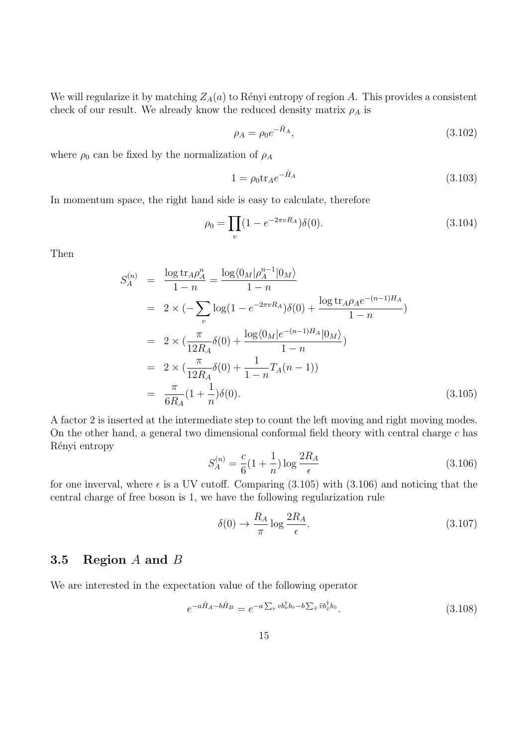We will regularize it by matching $Z_A(a)$ to Rényi entropy of region $A$. This provides a consistent check of our result. We already know the reduced density matrix $\rho_A$ is

$$\rho_A = \rho_0 e^{-\hat{H}_A}, \tag{3.102}$$

where $\rho_0$ can be fixed by the normalization of $\rho_A$

$$1 = \rho_0 \mathrm{tr}_A e^{-\hat{H}_A} \tag{3.103}$$

In momentum space, the right hand side is easy to calculate, therefore

$$\rho_0 = \prod_v (1 - e^{-2\pi v R_A})\delta(0). \tag{3.104}$$

Then

$$\begin{aligned} S_A^{(n)} &= \frac{\log \mathrm{tr}_A \rho_A^n}{1-n} = \frac{\log \langle 0_M | \rho_A^{n-1} | 0_M \rangle}{1-n} \\ &= 2 \times \Big(-\sum_v \log(1 - e^{-2\pi v R_A})\delta(0) + \frac{\log \mathrm{tr}_A \rho_A e^{-(n-1)H_A}}{1-n}\Big) \\ &= 2 \times \Big(\frac{\pi}{12 R_A}\delta(0) + \frac{\log \langle 0_M | e^{-(n-1)H_A} | 0_M \rangle}{1-n}\Big) \\ &= 2 \times \Big(\frac{\pi}{12 R_A}\delta(0) + \frac{1}{1-n} T_A(n-1)\Big) \\ &= \frac{\pi}{6 R_A}\Big(1 + \frac{1}{n}\Big)\delta(0). \end{aligned} \tag{3.105}$$

A factor 2 is inserted at the intermediate step to count the left moving and right moving modes. On the other hand, a general two dimensional conformal field theory with central charge $c$ has Rényi entropy

$$S_A^{(n)} = \frac{c}{6}\Big(1 + \frac{1}{n}\Big)\log \frac{2R_A}{\epsilon} \tag{3.106}$$

for one inverval, where $\epsilon$ is a UV cutoff. Comparing (3.105) with (3.106) and noticing that the central charge of free boson is 1, we have the following regularization rule

$$\delta(0) \to \frac{R_A}{\pi} \log \frac{2R_A}{\epsilon}. \tag{3.107}$$

## 3.5 Region $A$ and $B$

We are interested in the expectation value of the following operator

$$e^{-a\hat{H}_A - b\hat{H}_B} = e^{-a\sum_v v b_v^\dagger b_v - b\sum_{\tilde{v}} \tilde{v} b_{\tilde{v}}^\dagger b_{\tilde{v}}}. \tag{3.108}$$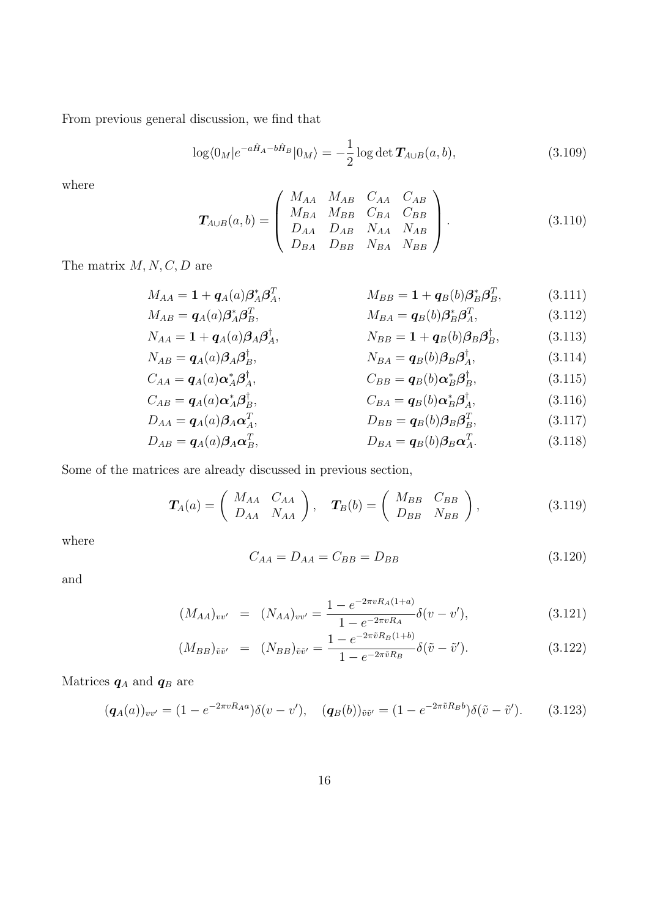From previous general discussion, we find that

$$\log\langle 0_M|e^{-a\hat{H}_A-b\hat{H}_B}|0_M\rangle = -\frac{1}{2}\log\det \boldsymbol{T}_{A\cup B}(a,b), \tag{3.109}$$

where

$$\boldsymbol{T}_{A\cup B}(a,b) = \left(\begin{array}{cccc} M_{AA} & M_{AB} & C_{AA} & C_{AB} \\ M_{BA} & M_{BB} & C_{BA} & C_{BB} \\ D_{AA} & D_{AB} & N_{AA} & N_{AB} \\ D_{BA} & D_{BB} & N_{BA} & N_{BB} \end{array}\right). \tag{3.110}$$

The matrix $M, N, C, D$ are

$$M_{AA} = \mathbf{1} + \boldsymbol{q}_A(a)\boldsymbol{\beta}_A^*\boldsymbol{\beta}_A^T, \qquad M_{BB} = \mathbf{1} + \boldsymbol{q}_B(b)\boldsymbol{\beta}_B^*\boldsymbol{\beta}_B^T, \tag{3.111}$$

$$M_{AB} = \boldsymbol{q}_A(a)\boldsymbol{\beta}_A^*\boldsymbol{\beta}_B^T, \qquad M_{BA} = \boldsymbol{q}_B(b)\boldsymbol{\beta}_B^*\boldsymbol{\beta}_A^T, \tag{3.112}$$

$$N_{AA} = \mathbf{1} + \boldsymbol{q}_A(a)\boldsymbol{\beta}_A\boldsymbol{\beta}_A^\dagger, \qquad N_{BB} = \mathbf{1} + \boldsymbol{q}_B(b)\boldsymbol{\beta}_B\boldsymbol{\beta}_B^\dagger, \tag{3.113}$$

$$N_{AB} = \boldsymbol{q}_A(a)\boldsymbol{\beta}_A\boldsymbol{\beta}_B^\dagger, \qquad N_{BA} = \boldsymbol{q}_B(b)\boldsymbol{\beta}_B\boldsymbol{\beta}_A^\dagger, \tag{3.114}$$

$$C_{AA} = \boldsymbol{q}_A(a)\boldsymbol{\alpha}_A^*\boldsymbol{\beta}_A^\dagger, \qquad C_{BB} = \boldsymbol{q}_B(b)\boldsymbol{\alpha}_B^*\boldsymbol{\beta}_B^\dagger, \tag{3.115}$$

$$C_{AB} = \boldsymbol{q}_A(a)\boldsymbol{\alpha}_A^*\boldsymbol{\beta}_B^\dagger, \qquad C_{BA} = \boldsymbol{q}_B(b)\boldsymbol{\alpha}_B^*\boldsymbol{\beta}_A^\dagger, \tag{3.116}$$

$$D_{AA} = \boldsymbol{q}_A(a)\boldsymbol{\beta}_A\boldsymbol{\alpha}_A^T, \qquad D_{BB} = \boldsymbol{q}_B(b)\boldsymbol{\beta}_B\boldsymbol{\beta}_B^T, \tag{3.117}$$

$$D_{AB} = \boldsymbol{q}_A(a)\boldsymbol{\beta}_A\boldsymbol{\alpha}_B^T, \qquad D_{BA} = \boldsymbol{q}_B(b)\boldsymbol{\beta}_B\boldsymbol{\alpha}_A^T. \tag{3.118}$$

Some of the matrices are already discussed in previous section,

$$\boldsymbol{T}_A(a) = \left(\begin{array}{cc} M_{AA} & C_{AA} \\ D_{AA} & N_{AA} \end{array}\right), \quad \boldsymbol{T}_B(b) = \left(\begin{array}{cc} M_{BB} & C_{BB} \\ D_{BB} & N_{BB} \end{array}\right), \tag{3.119}$$

where

$$C_{AA} = D_{AA} = C_{BB} = D_{BB} \tag{3.120}$$

and

$$(M_{AA})_{vv'} = (N_{AA})_{vv'} = \frac{1-e^{-2\pi v R_A(1+a)}}{1-e^{-2\pi v R_A}}\delta(v-v'), \tag{3.121}$$

$$(M_{BB})_{\tilde{v}\tilde{v}'} = (N_{BB})_{\tilde{v}\tilde{v}'} = \frac{1-e^{-2\pi \tilde{v} R_B(1+b)}}{1-e^{-2\pi \tilde{v} R_B}}\delta(\tilde{v}-\tilde{v}'). \tag{3.122}$$

Matrices $\boldsymbol{q}_A$ and $\boldsymbol{q}_B$ are

$$(\boldsymbol{q}_A(a))_{vv'} = (1-e^{-2\pi v R_A a})\delta(v-v'), \quad (\boldsymbol{q}_B(b))_{\tilde{v}\tilde{v}'} = (1-e^{-2\pi \tilde{v} R_B b})\delta(\tilde{v}-\tilde{v}'). \tag{3.123}$$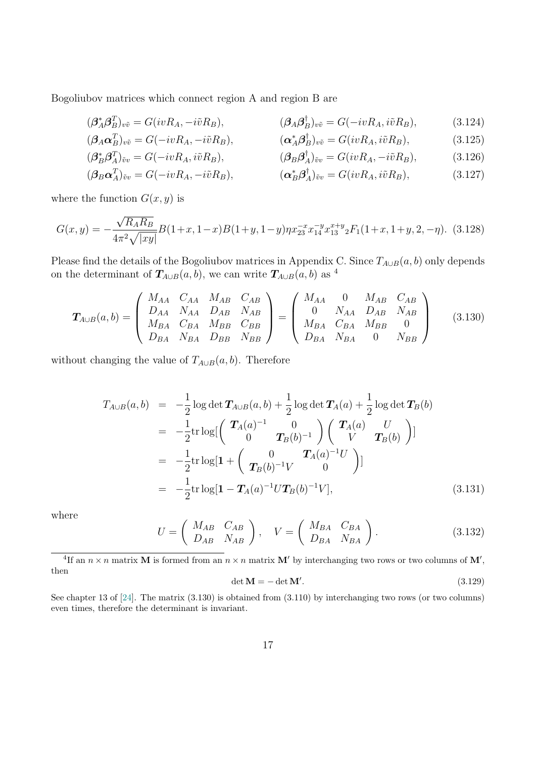Bogoliubov matrices which connect region A and region B are

$$(\boldsymbol{\beta}_A^* \boldsymbol{\beta}_B^T)_{v\tilde{v}} = G(ivR_A, -i\tilde{v}R_B), \qquad (\boldsymbol{\beta}_A \boldsymbol{\beta}_B^\dagger)_{v\tilde{v}} = G(-ivR_A, i\tilde{v}R_B), \tag{3.124}$$

$$(\boldsymbol{\beta}_A \boldsymbol{\alpha}_B^T)_{v\tilde{v}} = G(-ivR_A, -i\tilde{v}R_B), \qquad (\boldsymbol{\alpha}_A^* \boldsymbol{\beta}_B^\dagger)_{v\tilde{v}} = G(ivR_A, i\tilde{v}R_B), \tag{3.125}$$

$$(\boldsymbol{\beta}_B^* \boldsymbol{\beta}_A^T)_{\tilde{v}v} = G(-ivR_A, i\tilde{v}R_B), \qquad (\boldsymbol{\beta}_B \boldsymbol{\beta}_A^\dagger)_{\tilde{v}v} = G(ivR_A, -i\tilde{v}R_B), \tag{3.126}$$

$$(\boldsymbol{\beta}_B \boldsymbol{\alpha}_A^T)_{\tilde{v}v} = G(-ivR_A, -i\tilde{v}R_B), \qquad (\boldsymbol{\alpha}_B^* \boldsymbol{\beta}_A^\dagger)_{\tilde{v}v} = G(ivR_A, i\tilde{v}R_B), \tag{3.127}$$

where the function $G(x,y)$ is

$$G(x,y) = -\frac{\sqrt{R_A R_B}}{4\pi^2 \sqrt{|xy|}} B(1+x, 1-x) B(1+y, 1-y) \eta x_{23}^{-x} x_{14}^{-y} x_{13}^{x+y} {}_2F_1(1+x, 1+y, 2, -\eta). \tag{3.128}$$

Please find the details of the Bogoliubov matrices in Appendix C. Since $T_{A\cup B}(a,b)$ only depends on the determinant of $\boldsymbol{T}_{A\cup B}(a,b)$, we can write $\boldsymbol{T}_{A\cup B}(a,b)$ as [4]

$$\boldsymbol{T}_{A\cup B}(a,b) = \begin{pmatrix} M_{AA} & C_{AA} & M_{AB} & C_{AB} \\ D_{AA} & N_{AA} & D_{AB} & N_{AB} \\ M_{BA} & C_{BA} & M_{BB} & C_{BB} \\ D_{BA} & N_{BA} & D_{BB} & N_{BB} \end{pmatrix} = \begin{pmatrix} M_{AA} & 0 & M_{AB} & C_{AB} \\ 0 & N_{AA} & D_{AB} & N_{AB} \\ M_{BA} & C_{BA} & M_{BB} & 0 \\ D_{BA} & N_{BA} & 0 & N_{BB} \end{pmatrix} \tag{3.130}$$

without changing the value of $T_{A\cup B}(a,b)$. Therefore

$$\begin{aligned} T_{A\cup B}(a,b) &= -\frac{1}{2}\log\det \boldsymbol{T}_{A\cup B}(a,b) + \frac{1}{2}\log\det \boldsymbol{T}_A(a) + \frac{1}{2}\log\det \boldsymbol{T}_B(b) \\ &= -\frac{1}{2}\mathrm{tr}\log[\begin{pmatrix} \boldsymbol{T}_A(a)^{-1} & 0 \\ 0 & \boldsymbol{T}_B(b)^{-1} \end{pmatrix} \begin{pmatrix} \boldsymbol{T}_A(a) & U \\ V & \boldsymbol{T}_B(b) \end{pmatrix}] \\ &= -\frac{1}{2}\mathrm{tr}\log[\mathbf{1} + \begin{pmatrix} 0 & \boldsymbol{T}_A(a)^{-1}U \\ \boldsymbol{T}_B(b)^{-1}V & 0 \end{pmatrix}] \\ &= -\frac{1}{2}\mathrm{tr}\log[\mathbf{1} - \boldsymbol{T}_A(a)^{-1}U\boldsymbol{T}_B(b)^{-1}V], \end{aligned} \tag{3.131}$$

where

$$U = \begin{pmatrix} M_{AB} & C_{AB} \\ D_{AB} & N_{AB} \end{pmatrix}, \quad V = \begin{pmatrix} M_{BA} & C_{BA} \\ D_{BA} & N_{BA} \end{pmatrix}. \tag{3.132}$$

---

[4] If an $n\times n$ matrix $\mathbf{M}$ is formed from an $n\times n$ matrix $\mathbf{M}'$ by interchanging two rows or two columns of $\mathbf{M}'$, then

$$\det \mathbf{M} = -\det \mathbf{M}'. \tag{3.129}$$

See chapter 13 of [24]. The matrix (3.130) is obtained from (3.110) by interchanging two rows (or two columns) even times, therefore the determinant is invariant.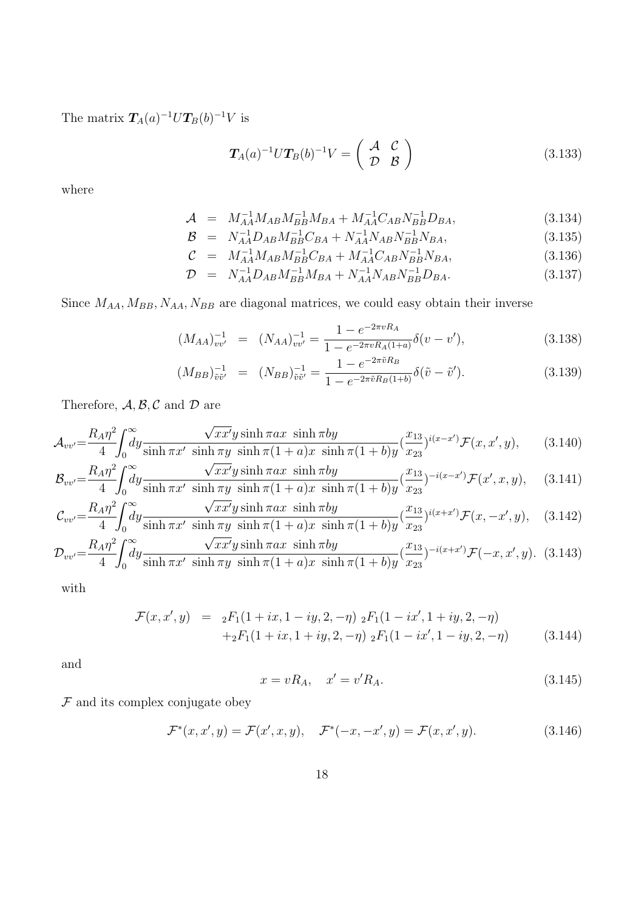The matrix $\boldsymbol{T}_A(a)^{-1}U\boldsymbol{T}_B(b)^{-1}V$ is

$$\boldsymbol{T}_A(a)^{-1}U\boldsymbol{T}_B(b)^{-1}V = \begin{pmatrix} \mathcal{A} & \mathcal{C} \\ \mathcal{D} & \mathcal{B} \end{pmatrix} \tag{3.133}$$

where

$$\mathcal{A} = M_{AA}^{-1}M_{AB}M_{BB}^{-1}M_{BA} + M_{AA}^{-1}C_{AB}N_{BB}^{-1}D_{BA}, \tag{3.134}$$

$$\mathcal{B} = N_{AA}^{-1}D_{AB}M_{BB}^{-1}C_{BA} + N_{AA}^{-1}N_{AB}N_{BB}^{-1}N_{BA}, \tag{3.135}$$

$$\mathcal{C} = M_{AA}^{-1}M_{AB}M_{BB}^{-1}C_{BA} + M_{AA}^{-1}C_{AB}N_{BB}^{-1}N_{BA}, \tag{3.136}$$

$$\mathcal{D} = N_{AA}^{-1}D_{AB}M_{BB}^{-1}M_{BA} + N_{AA}^{-1}N_{AB}N_{BB}^{-1}D_{BA}. \tag{3.137}$$

Since $M_{AA}, M_{BB}, N_{AA}, N_{BB}$ are diagonal matrices, we could easy obtain their inverse

$$(M_{AA})^{-1}_{vv'} = (N_{AA})^{-1}_{vv'} = \frac{1-e^{-2\pi v R_A}}{1-e^{-2\pi v R_A(1+a)}}\delta(v-v'), \tag{3.138}$$

$$(M_{BB})^{-1}_{\tilde{v}\tilde{v}'} = (N_{BB})^{-1}_{\tilde{v}\tilde{v}'} = \frac{1-e^{-2\pi \tilde{v} R_B}}{1-e^{-2\pi \tilde{v} R_B(1+b)}}\delta(\tilde{v}-\tilde{v}'). \tag{3.139}$$

Therefore, $\mathcal{A}, \mathcal{B}, \mathcal{C}$ and $\mathcal{D}$ are

$$\mathcal{A}_{vv'} = \frac{R_A\eta^2}{4}\int_0^\infty dy \frac{\sqrt{xx'}y\sinh\pi a x\ \sinh\pi b y}{\sinh\pi x'\ \sinh\pi y\ \sinh\pi(1+a)x\ \sinh\pi(1+b)y}(\frac{x_{13}}{x_{23}})^{i(x-x')}\mathcal{F}(x,x',y), \tag{3.140}$$

$$\mathcal{B}_{vv'} = \frac{R_A\eta^2}{4}\int_0^\infty dy \frac{\sqrt{xx'}y\sinh\pi a x\ \sinh\pi b y}{\sinh\pi x'\ \sinh\pi y\ \sinh\pi(1+a)x\ \sinh\pi(1+b)y}(\frac{x_{13}}{x_{23}})^{-i(x-x')}\mathcal{F}(x',x,y), \tag{3.141}$$

$$\mathcal{C}_{vv'} = \frac{R_A\eta^2}{4}\int_0^\infty dy \frac{\sqrt{xx'}y\sinh\pi a x\ \sinh\pi b y}{\sinh\pi x'\ \sinh\pi y\ \sinh\pi(1+a)x\ \sinh\pi(1+b)y}(\frac{x_{13}}{x_{23}})^{i(x+x')}\mathcal{F}(x,-x',y), \tag{3.142}$$

$$\mathcal{D}_{vv'} = \frac{R_A\eta^2}{4}\int_0^\infty dy \frac{\sqrt{xx'}y\sinh\pi a x\ \sinh\pi b y}{\sinh\pi x'\ \sinh\pi y\ \sinh\pi(1+a)x\ \sinh\pi(1+b)y}(\frac{x_{13}}{x_{23}})^{-i(x+x')}\mathcal{F}(-x,x',y). \tag{3.143}$$

with

$$\begin{aligned}\mathcal{F}(x,x',y) &= {}_2F_1(1+ix,1-iy,2,-\eta)\ {}_2F_1(1-ix',1+iy,2,-\eta) \\ &\quad + {}_2F_1(1+ix,1+iy,2,-\eta)\ {}_2F_1(1-ix',1-iy,2,-\eta)\end{aligned} \tag{3.144}$$

and

$$x = vR_A, \quad x' = v'R_A. \tag{3.145}$$

$\mathcal{F}$ and its complex conjugate obey

$$\mathcal{F}^*(x,x',y) = \mathcal{F}(x',x,y), \quad \mathcal{F}^*(-x,-x',y) = \mathcal{F}(x,x',y). \tag{3.146}$$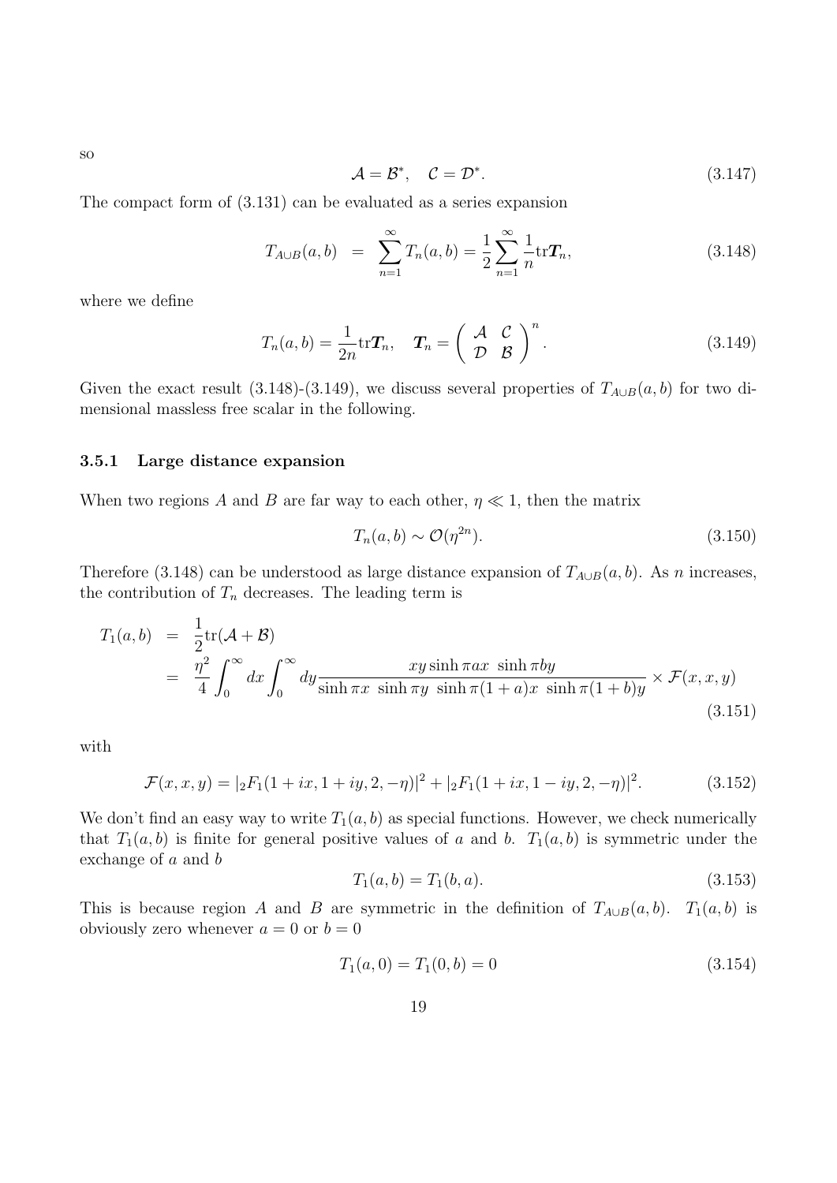so

$$\mathcal{A} = \mathcal{B}^*, \quad \mathcal{C} = \mathcal{D}^*. \tag{3.147}$$

The compact form of (3.131) can be evaluated as a series expansion

$$T_{A\cup B}(a,b) \;=\; \sum_{n=1}^{\infty} T_n(a,b) = \frac{1}{2}\sum_{n=1}^{\infty}\frac{1}{n}\mathrm{tr}\boldsymbol{T}_n, \tag{3.148}$$

where we define

$$T_n(a,b) = \frac{1}{2n}\mathrm{tr}\boldsymbol{T}_n, \quad \boldsymbol{T}_n = \begin{pmatrix} \mathcal{A} & \mathcal{C} \\ \mathcal{D} & \mathcal{B} \end{pmatrix}^n. \tag{3.149}$$

Given the exact result (3.148)-(3.149), we discuss several properties of $T_{A\cup B}(a,b)$ for two dimensional massless free scalar in the following.

### 3.5.1 Large distance expansion

When two regions $A$ and $B$ are far way to each other, $\eta \ll 1$, then the matrix

$$T_n(a,b) \sim \mathcal{O}(\eta^{2n}). \tag{3.150}$$

Therefore (3.148) can be understood as large distance expansion of $T_{A\cup B}(a,b)$. As $n$ increases, the contribution of $T_n$ decreases. The leading term is

$$\begin{aligned} T_1(a,b) &= \frac{1}{2}\mathrm{tr}(\mathcal{A}+\mathcal{B}) \\ &= \frac{\eta^2}{4}\int_0^\infty dx \int_0^\infty dy \frac{xy\sinh\pi a x \;\sinh\pi b y}{\sinh\pi x\;\sinh\pi y\;\sinh\pi(1+a)x\;\sinh\pi(1+b)y}\times\mathcal{F}(x,x,y) \end{aligned} \tag{3.151}$$

with

$$\mathcal{F}(x,x,y) = |{}_2F_1(1+ix,1+iy,2,-\eta)|^2 + |{}_2F_1(1+ix,1-iy,2,-\eta)|^2. \tag{3.152}$$

We don't find an easy way to write $T_1(a,b)$ as special functions. However, we check numerically that $T_1(a,b)$ is finite for general positive values of $a$ and $b$. $T_1(a,b)$ is symmetric under the exchange of $a$ and $b$

$$T_1(a,b) = T_1(b,a). \tag{3.153}$$

This is because region $A$ and $B$ are symmetric in the definition of $T_{A\cup B}(a,b)$. $T_1(a,b)$ is obviously zero whenever $a=0$ or $b=0$

$$T_1(a,0) = T_1(0,b) = 0 \tag{3.154}$$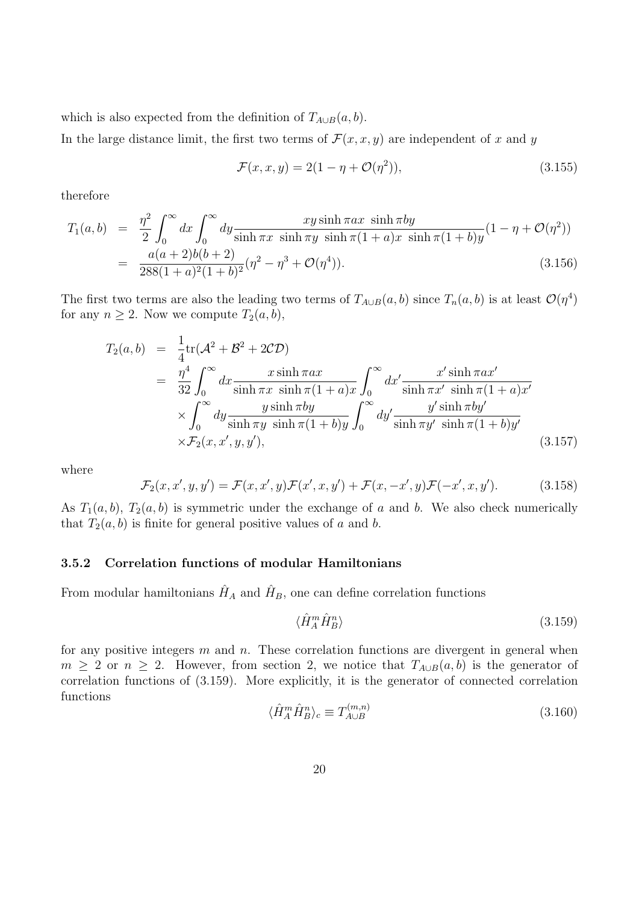which is also expected from the definition of $T_{A\cup B}(a,b)$.

In the large distance limit, the first two terms of $\mathcal{F}(x,x,y)$ are independent of $x$ and $y$

$$
\mathcal{F}(x,x,y) = 2(1-\eta+\mathcal{O}(\eta^2)), \tag{3.155}
$$

therefore

$$
\begin{aligned}
T_1(a,b) &= \frac{\eta^2}{2}\int_0^\infty dx \int_0^\infty dy \frac{xy\sinh\pi ax\ \sinh\pi by}{\sinh\pi x\ \sinh\pi y\ \sinh\pi(1+a)x\ \sinh\pi(1+b)y}(1-\eta+\mathcal{O}(\eta^2)) \\
&= \frac{a(a+2)b(b+2)}{288(1+a)^2(1+b)^2}(\eta^2-\eta^3+\mathcal{O}(\eta^4)).
\end{aligned} \tag{3.156}
$$

The first two terms are also the leading two terms of $T_{A\cup B}(a,b)$ since $T_n(a,b)$ is at least $\mathcal{O}(\eta^4)$ for any $n\geq 2$. Now we compute $T_2(a,b)$,

$$
\begin{aligned}
T_2(a,b) &= \frac{1}{4}\mathrm{tr}(\mathcal{A}^2+\mathcal{B}^2+2\mathcal{C}\mathcal{D}) \\
&= \frac{\eta^4}{32}\int_0^\infty dx\frac{x\sinh\pi ax}{\sinh\pi x\ \sinh\pi(1+a)x}\int_0^\infty dx'\frac{x'\sinh\pi ax'}{\sinh\pi x'\ \sinh\pi(1+a)x'} \\
&\quad\times\int_0^\infty dy\frac{y\sinh\pi by}{\sinh\pi y\ \sinh\pi(1+b)y}\int_0^\infty dy'\frac{y'\sinh\pi by'}{\sinh\pi y'\ \sinh\pi(1+b)y'} \\
&\quad\times\mathcal{F}_2(x,x',y,y'),
\end{aligned} \tag{3.157}
$$

where

$$
\mathcal{F}_2(x,x',y,y') = \mathcal{F}(x,x',y)\mathcal{F}(x',x,y') + \mathcal{F}(x,-x',y)\mathcal{F}(-x',x,y'). \tag{3.158}
$$

As $T_1(a,b)$, $T_2(a,b)$ is symmetric under the exchange of $a$ and $b$. We also check numerically that $T_2(a,b)$ is finite for general positive values of $a$ and $b$.

### 3.5.2 Correlation functions of modular Hamiltonians

From modular hamiltonians $\hat{H}_A$ and $\hat{H}_B$, one can define correlation functions

$$
\langle \hat{H}_A^m \hat{H}_B^n\rangle \tag{3.159}
$$

for any positive integers $m$ and $n$. These correlation functions are divergent in general when $m\geq 2$ or $n\geq 2$. However, from section 2, we notice that $T_{A\cup B}(a,b)$ is the generator of correlation functions of (3.159). More explicitly, it is the generator of connected correlation functions

$$
\langle \hat{H}_A^m \hat{H}_B^n\rangle_c \equiv T_{A\cup B}^{(m,n)} \tag{3.160}
$$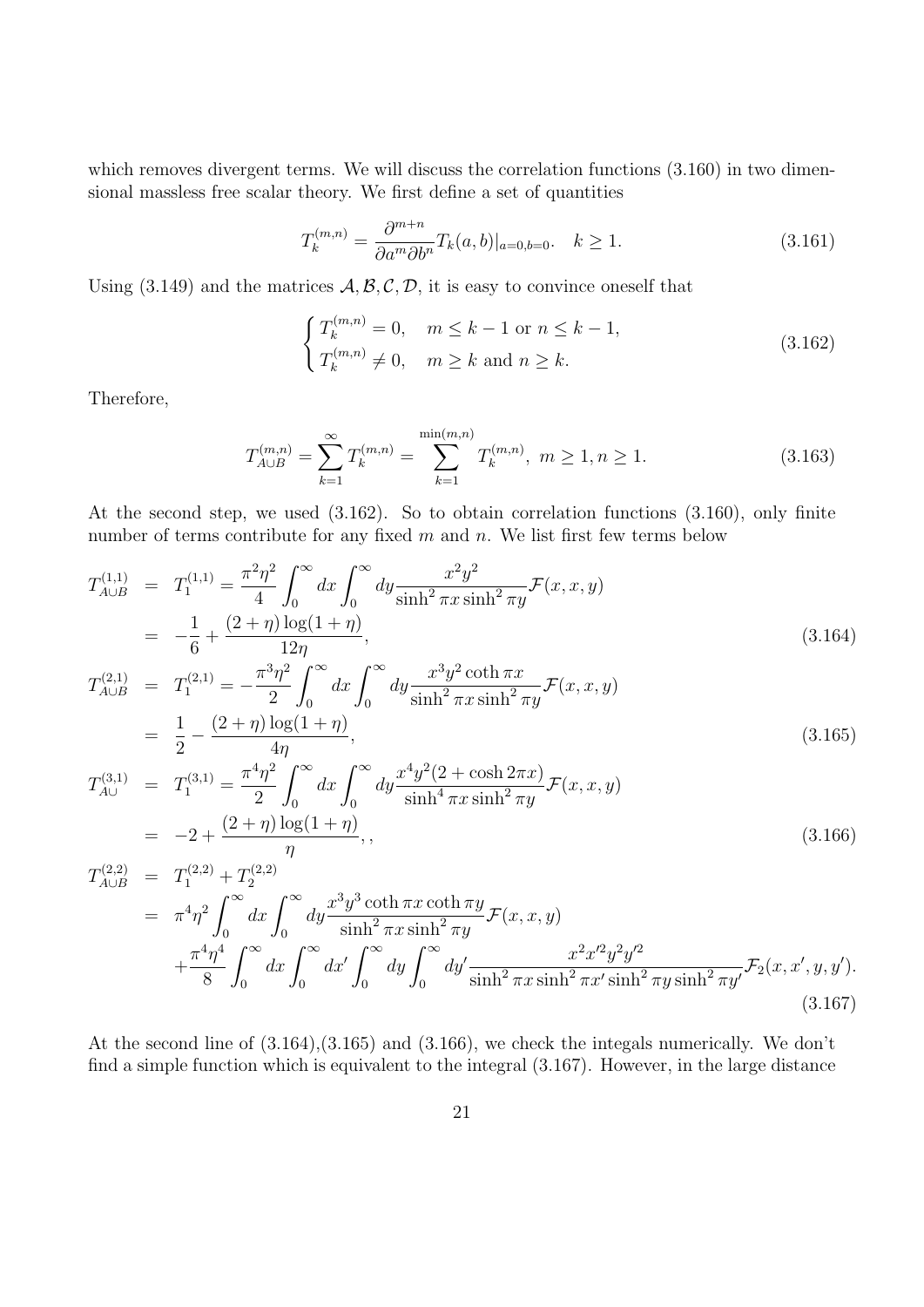which removes divergent terms. We will discuss the correlation functions (3.160) in two dimensional massless free scalar theory. We first define a set of quantities

$$T_k^{(m,n)} = \frac{\partial^{m+n}}{\partial a^m \partial b^n} T_k(a,b)|_{a=0,b=0}. \quad k \geq 1. \tag{3.161}$$

Using (3.149) and the matrices $\mathcal{A}, \mathcal{B}, \mathcal{C}, \mathcal{D}$, it is easy to convince oneself that

$$\begin{cases} T_k^{(m,n)} = 0, & m \leq k-1 \text{ or } n \leq k-1, \\ T_k^{(m,n)} \neq 0, & m \geq k \text{ and } n \geq k. \end{cases} \tag{3.162}$$

Therefore,

$$T_{A\cup B}^{(m,n)} = \sum_{k=1}^{\infty} T_k^{(m,n)} = \sum_{k=1}^{\min(m,n)} T_k^{(m,n)}, \; m \geq 1, n \geq 1. \tag{3.163}$$

At the second step, we used (3.162). So to obtain correlation functions (3.160), only finite number of terms contribute for any fixed $m$ and $n$. We list first few terms below

$$\begin{aligned} T_{A\cup B}^{(1,1)} &= T_1^{(1,1)} = \frac{\pi^2\eta^2}{4}\int_0^\infty dx \int_0^\infty dy \frac{x^2 y^2}{\sinh^2 \pi x \sinh^2 \pi y}\mathcal{F}(x,x,y) \\ &= -\frac{1}{6} + \frac{(2+\eta)\log(1+\eta)}{12\eta}, \end{aligned} \tag{3.164}$$

$$\begin{aligned} T_{A\cup B}^{(2,1)} &= T_1^{(2,1)} = -\frac{\pi^3\eta^2}{2}\int_0^\infty dx \int_0^\infty dy \frac{x^3 y^2 \coth \pi x}{\sinh^2 \pi x \sinh^2 \pi y}\mathcal{F}(x,x,y) \\ &= \frac{1}{2} - \frac{(2+\eta)\log(1+\eta)}{4\eta}, \end{aligned} \tag{3.165}$$

$$\begin{aligned} T_{A\cup}^{(3,1)} &= T_1^{(3,1)} = \frac{\pi^4\eta^2}{2}\int_0^\infty dx \int_0^\infty dy \frac{x^4 y^2 (2+\cosh 2\pi x)}{\sinh^4 \pi x \sinh^2 \pi y}\mathcal{F}(x,x,y) \\ &= -2 + \frac{(2+\eta)\log(1+\eta)}{\eta},, \end{aligned} \tag{3.166}$$

$$\begin{aligned} T_{A\cup B}^{(2,2)} &= T_1^{(2,2)} + T_2^{(2,2)} \\ &= \pi^4\eta^2 \int_0^\infty dx \int_0^\infty dy \frac{x^3 y^3 \coth \pi x \coth \pi y}{\sinh^2 \pi x \sinh^2 \pi y}\mathcal{F}(x,x,y) \\ &\quad + \frac{\pi^4\eta^4}{8}\int_0^\infty dx \int_0^\infty dx' \int_0^\infty dy \int_0^\infty dy' \frac{x^2 x'^2 y^2 y'^2}{\sinh^2 \pi x \sinh^2 \pi x' \sinh^2 \pi y \sinh^2 \pi y'}\mathcal{F}_2(x,x',y,y'). \end{aligned} \tag{3.167}$$

At the second line of (3.164),(3.165) and (3.166), we check the integals numerically. We don't find a simple function which is equivalent to the integral (3.167). However, in the large distance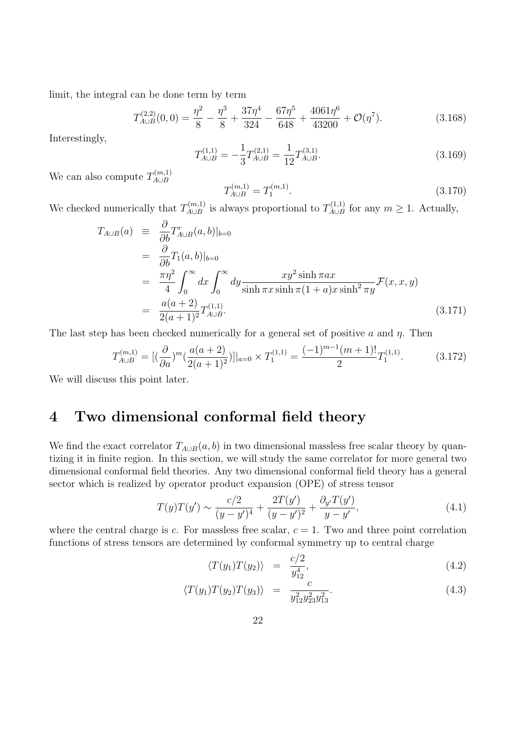limit, the integral can be done term by term

$$T^{(2,2)}_{A\cup B}(0,0) = \frac{\eta^2}{8} - \frac{\eta^3}{8} + \frac{37\eta^4}{324} - \frac{67\eta^5}{648} + \frac{4061\eta^6}{43200} + \mathcal{O}(\eta^7). \tag{3.168}$$

Interestingly,

$$T^{(1,1)}_{A\cup B} = -\frac{1}{3}T^{(2,1)}_{A\cup B} = \frac{1}{12}T^{(3,1)}_{A\cup B}. \tag{3.169}$$

We can also compute $T^{(m,1)}_{A\cup B}$

$$T^{(m,1)}_{A\cup B} = T^{(m,1)}_1. \tag{3.170}$$

We checked numerically that $T^{(m,1)}_{A\cup B}$ is always proportional to $T^{(1,1)}_{A\cup B}$ for any $m \geq 1$. Actually,

$$\begin{aligned}
T_{A\cup B}(a) &\equiv \frac{\partial}{\partial b}T^{r}_{A\cup B}(a,b)|_{b=0} \\
&= \frac{\partial}{\partial b}T_1(a,b)|_{b=0} \\
&= \frac{\pi\eta^2}{4}\int_0^\infty dx \int_0^\infty dy \frac{xy^2 \sinh \pi a x}{\sinh \pi x \sinh \pi(1+a)x \sinh^2 \pi y}\mathcal{F}(x,x,y) \\
&= \frac{a(a+2)}{2(a+1)^2}T^{(1,1)}_{A\cup B}.
\end{aligned} \tag{3.171}$$

The last step has been checked numerically for a general set of positive $a$ and $\eta$. Then

$$T^{(m,1)}_{A\cup B} = [(\frac{\partial}{\partial a})^m(\frac{a(a+2)}{2(a+1)^2})]|_{a=0} \times T^{(1,1)}_1 = \frac{(-1)^{m-1}(m+1)!}{2}T^{(1,1)}_1. \tag{3.172}$$

We will discuss this point later.

# 4 Two dimensional conformal field theory

We find the exact correlator $T_{A\cup B}(a,b)$ in two dimensional massless free scalar theory by quantizing it in finite region. In this section, we will study the same correlator for more general two dimensional conformal field theories. Any two dimensional conformal field theory has a general sector which is realized by operator product expansion (OPE) of stress tensor

$$T(y)T(y') \sim \frac{c/2}{(y-y')^4} + \frac{2T(y')}{(y-y')^2} + \frac{\partial_{y'}T(y')}{y-y'}, \tag{4.1}$$

where the central charge is $c$. For massless free scalar, $c = 1$. Two and three point correlation functions of stress tensors are determined by conformal symmetry up to central charge

$$\langle T(y_1)T(y_2)\rangle = \frac{c/2}{y_{12}^4}, \tag{4.2}$$

$$\langle T(y_1)T(y_2)T(y_3)\rangle = \frac{c}{y_{12}^2 y_{23}^2 y_{13}^2}. \tag{4.3}$$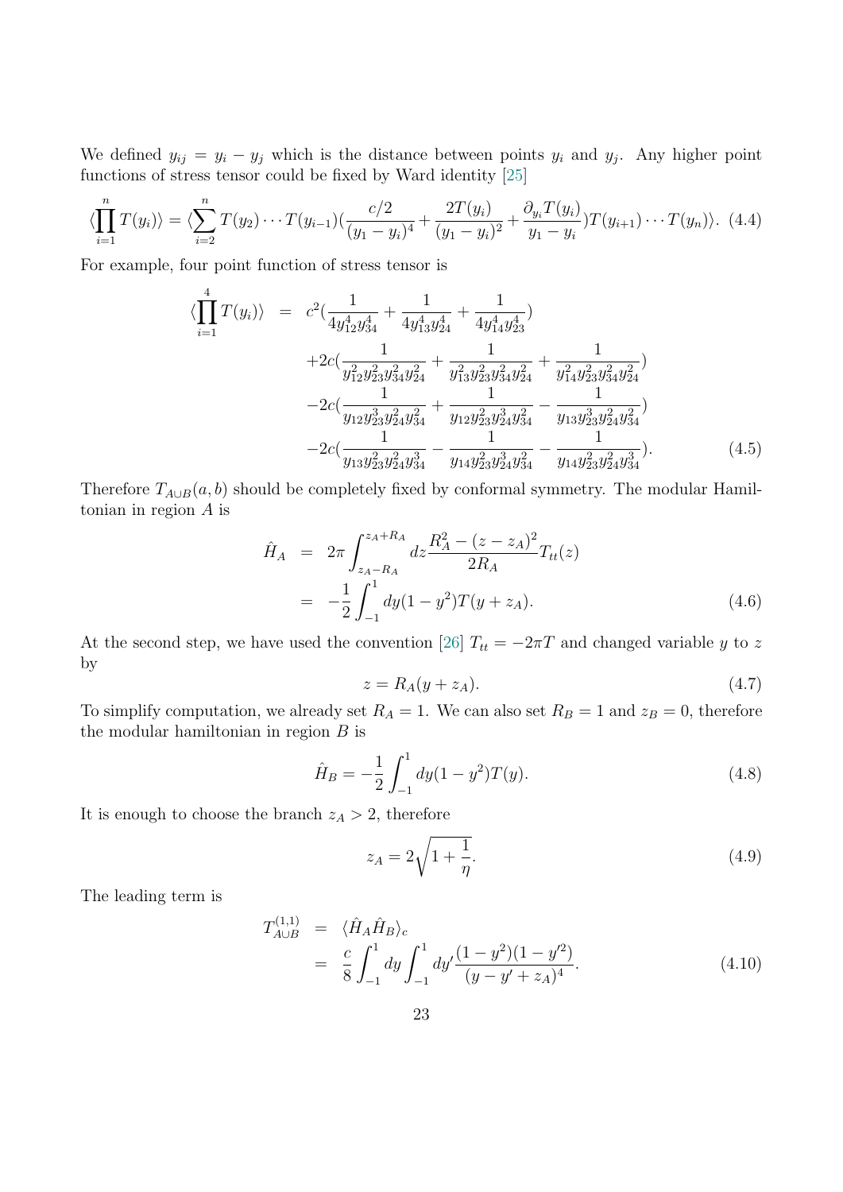We defined $y_{ij} = y_i - y_j$ which is the distance between points $y_i$ and $y_j$. Any higher point functions of stress tensor could be fixed by Ward identity [25]

$$\langle \prod_{i=1}^{n} T(y_i) \rangle = \langle \sum_{i=2}^{n} T(y_2) \cdots T(y_{i-1}) \left( \frac{c/2}{(y_1 - y_i)^4} + \frac{2T(y_i)}{(y_1 - y_i)^2} + \frac{\partial_{y_i} T(y_i)}{y_1 - y_i} \right) T(y_{i+1}) \cdots T(y_n) \rangle. \quad (4.4)$$

For example, four point function of stress tensor is

$$\begin{aligned}
\langle \prod_{i=1}^{4} T(y_i) \rangle &= c^2 \left( \frac{1}{4y_{12}^4 y_{34}^4} + \frac{1}{4y_{13}^4 y_{24}^4} + \frac{1}{4y_{14}^4 y_{23}^4} \right) \\
&\quad + 2c \left( \frac{1}{y_{12}^2 y_{23}^2 y_{34}^2 y_{24}^2} + \frac{1}{y_{13}^2 y_{23}^2 y_{34}^2 y_{24}^2} + \frac{1}{y_{14}^2 y_{23}^2 y_{34}^2 y_{24}^2} \right) \\
&\quad - 2c \left( \frac{1}{y_{12} y_{23}^3 y_{24}^2 y_{34}^2} + \frac{1}{y_{12} y_{23}^2 y_{24}^3 y_{34}^2} - \frac{1}{y_{13} y_{23}^3 y_{24}^2 y_{34}^2} \right) \\
&\quad - 2c \left( \frac{1}{y_{13} y_{23}^2 y_{24}^2 y_{34}^3} - \frac{1}{y_{14} y_{23}^2 y_{24}^3 y_{34}^2} - \frac{1}{y_{14} y_{23}^2 y_{24}^2 y_{34}^3} \right). \quad (4.5)
\end{aligned}$$

Therefore $T_{A \cup B}(a, b)$ should be completely fixed by conformal symmetry. The modular Hamiltonian in region $A$ is

$$\begin{aligned}
\hat{H}_A &= 2\pi \int_{z_A - R_A}^{z_A + R_A} dz \frac{R_A^2 - (z - z_A)^2}{2R_A} T_{tt}(z) \\
&= -\frac{1}{2} \int_{-1}^{1} dy (1 - y^2) T(y + z_A). \quad (4.6)
\end{aligned}$$

At the second step, we have used the convention [26] $T_{tt} = -2\pi T$ and changed variable $y$ to $z$ by

$$z = R_A(y + z_A). \quad (4.7)$$

To simplify computation, we already set $R_A = 1$. We can also set $R_B = 1$ and $z_B = 0$, therefore the modular hamiltonian in region $B$ is

$$\hat{H}_B = -\frac{1}{2} \int_{-1}^{1} dy (1 - y^2) T(y). \quad (4.8)$$

It is enough to choose the branch $z_A > 2$, therefore

$$z_A = 2\sqrt{1 + \frac{1}{\eta}}. \quad (4.9)$$

The leading term is

$$\begin{aligned}
T_{A \cup B}^{(1,1)} &= \langle \hat{H}_A \hat{H}_B \rangle_c \\
&= \frac{c}{8} \int_{-1}^{1} dy \int_{-1}^{1} dy' \frac{(1 - y^2)(1 - y'^2)}{(y - y' + z_A)^4}. \quad (4.10)
\end{aligned}$$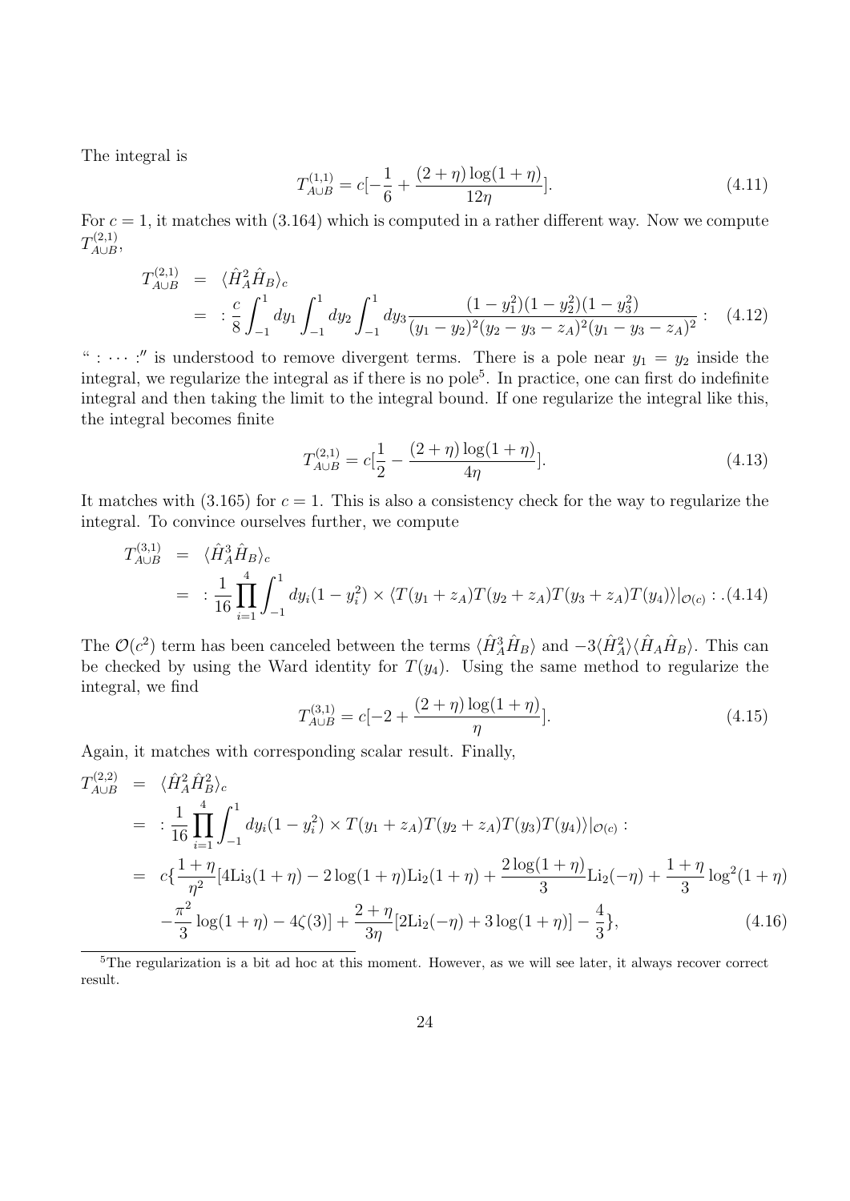The integral is

$$T^{(1,1)}_{A\cup B} = c[-\frac{1}{6} + \frac{(2+\eta)\log(1+\eta)}{12\eta}]. \tag{4.11}$$

For $c = 1$, it matches with (3.164) which is computed in a rather different way. Now we compute $T^{(2,1)}_{A\cup B}$,

$$\begin{aligned} T^{(2,1)}_{A\cup B} &= \langle \hat{H}_A^2 \hat{H}_B \rangle_c \\ &= \ :\frac{c}{8}\int_{-1}^{1} dy_1 \int_{-1}^{1} dy_2 \int_{-1}^{1} dy_3 \frac{(1-y_1^2)(1-y_2^2)(1-y_3^2)}{(y_1-y_2)^2(y_2-y_3-z_A)^2(y_1-y_3-z_A)^2}: \end{aligned} \tag{4.12}$$

" $:\cdots:$" is understood to remove divergent terms. There is a pole near $y_1 = y_2$ inside the integral, we regularize the integral as if there is no pole[5]. In practice, one can first do indefinite integral and then taking the limit to the integral bound. If one regularize the integral like this, the integral becomes finite

$$T^{(2,1)}_{A\cup B} = c[\frac{1}{2} - \frac{(2+\eta)\log(1+\eta)}{4\eta}]. \tag{4.13}$$

It matches with (3.165) for $c = 1$. This is also a consistency check for the way to regularize the integral. To convince ourselves further, we compute

$$\begin{aligned} T^{(3,1)}_{A\cup B} &= \langle \hat{H}_A^3 \hat{H}_B \rangle_c \\ &= \ :\frac{1}{16}\prod_{i=1}^{4}\int_{-1}^{1} dy_i(1-y_i^2) \times \langle T(y_1+z_A)T(y_2+z_A)T(y_3+z_A)T(y_4)\rangle|_{\mathcal{O}(c)}:. \end{aligned} \tag{4.14}$$

The $\mathcal{O}(c^2)$ term has been canceled between the terms $\langle \hat{H}_A^3 \hat{H}_B \rangle$ and $-3\langle \hat{H}_A^2 \rangle \langle \hat{H}_A \hat{H}_B \rangle$. This can be checked by using the Ward identity for $T(y_4)$. Using the same method to regularize the integral, we find

$$T^{(3,1)}_{A\cup B} = c[-2 + \frac{(2+\eta)\log(1+\eta)}{\eta}]. \tag{4.15}$$

Again, it matches with corresponding scalar result. Finally,

$$\begin{aligned} T^{(2,2)}_{A\cup B} &= \langle \hat{H}_A^2 \hat{H}_B^2 \rangle_c \\ &= \ :\frac{1}{16}\prod_{i=1}^{4}\int_{-1}^{1} dy_i(1-y_i^2) \times T(y_1+z_A)T(y_2+z_A)T(y_3)T(y_4)\rangle|_{\mathcal{O}(c)}: \\ &= c\{\frac{1+\eta}{\eta^2}[4\mathrm{Li}_3(1+\eta) - 2\log(1+\eta)\mathrm{Li}_2(1+\eta) + \frac{2\log(1+\eta)}{3}\mathrm{Li}_2(-\eta) + \frac{1+\eta}{3}\log^2(1+\eta) \\ &\quad -\frac{\pi^2}{3}\log(1+\eta) - 4\zeta(3)] + \frac{2+\eta}{3\eta}[2\mathrm{Li}_2(-\eta) + 3\log(1+\eta)] - \frac{4}{3}\}, \end{aligned} \tag{4.16}$$

---

[5] The regularization is a bit ad hoc at this moment. However, as we will see later, it always recover correct result.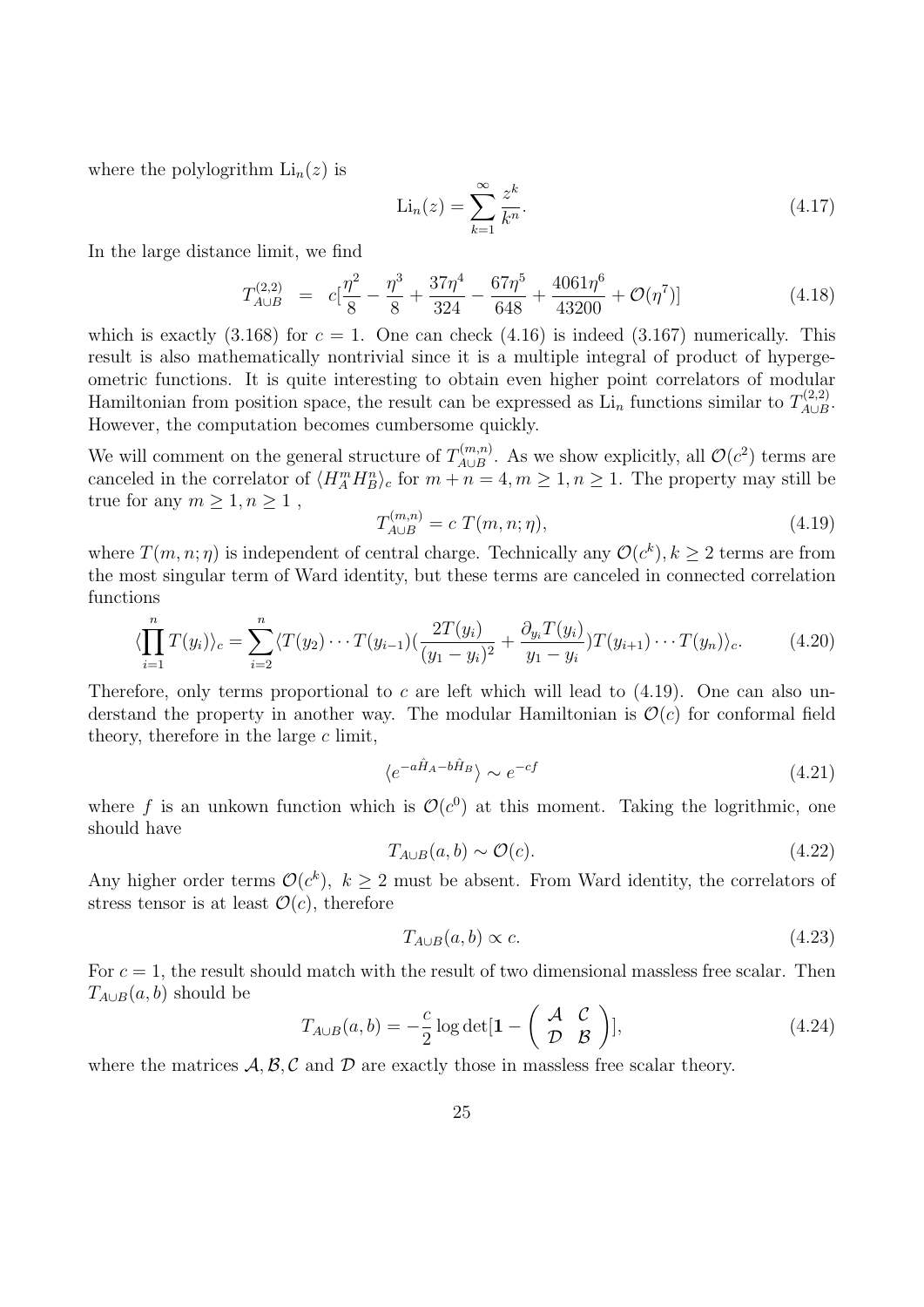where the polylogrithm $\mathrm{Li}_n(z)$ is

$$\mathrm{Li}_n(z) = \sum_{k=1}^{\infty} \frac{z^k}{k^n}. \tag{4.17}$$

In the large distance limit, we find

$$T_{A\cup B}^{(2,2)} = c[\frac{\eta^2}{8} - \frac{\eta^3}{8} + \frac{37\eta^4}{324} - \frac{67\eta^5}{648} + \frac{4061\eta^6}{43200} + \mathcal{O}(\eta^7)] \tag{4.18}$$

which is exactly (3.168) for $c = 1$. One can check (4.16) is indeed (3.167) numerically. This result is also mathematically nontrivial since it is a multiple integral of product of hypergeometric functions. It is quite interesting to obtain even higher point correlators of modular Hamiltonian from position space, the result can be expressed as $\mathrm{Li}_n$ functions similar to $T_{A\cup B}^{(2,2)}$. However, the computation becomes cumbersome quickly.

We will comment on the general structure of $T_{A\cup B}^{(m,n)}$. As we show explicitly, all $\mathcal{O}(c^2)$ terms are canceled in the correlator of $\langle H_A^m H_B^n\rangle_c$ for $m+n=4, m \geq 1, n \geq 1$. The property may still be true for any $m \geq 1, n \geq 1$ ,

$$T_{A\cup B}^{(m,n)} = c\ T(m,n;\eta), \tag{4.19}$$

where $T(m,n;\eta)$ is independent of central charge. Technically any $\mathcal{O}(c^k), k \geq 2$ terms are from the most singular term of Ward identity, but these terms are canceled in connected correlation functions

$$\langle \prod_{i=1}^{n} T(y_i)\rangle_c = \sum_{i=2}^{n} \langle T(y_2)\cdots T(y_{i-1})(\frac{2T(y_i)}{(y_1-y_i)^2} + \frac{\partial_{y_i}T(y_i)}{y_1-y_i})T(y_{i+1})\cdots T(y_n)\rangle_c. \tag{4.20}$$

Therefore, only terms proportional to $c$ are left which will lead to (4.19). One can also understand the property in another way. The modular Hamiltonian is $\mathcal{O}(c)$ for conformal field theory, therefore in the large $c$ limit,

$$\langle e^{-a\hat{H}_A - b\hat{H}_B}\rangle \sim e^{-cf} \tag{4.21}$$

where $f$ is an unkown function which is $\mathcal{O}(c^0)$ at this moment. Taking the logrithmic, one should have

$$T_{A\cup B}(a,b) \sim \mathcal{O}(c). \tag{4.22}$$

Any higher order terms $\mathcal{O}(c^k),\ k \geq 2$ must be absent. From Ward identity, the correlators of stress tensor is at least $\mathcal{O}(c)$, therefore

$$T_{A\cup B}(a,b) \propto c. \tag{4.23}$$

For $c = 1$, the result should match with the result of two dimensional massless free scalar. Then $T_{A\cup B}(a,b)$ should be

$$T_{A\cup B}(a,b) = -\frac{c}{2}\log\det[\mathbf{1} - \begin{pmatrix} \mathcal{A} & \mathcal{C} \\ \mathcal{D} & \mathcal{B} \end{pmatrix}], \tag{4.24}$$

where the matrices $\mathcal{A}, \mathcal{B}, \mathcal{C}$ and $\mathcal{D}$ are exactly those in massless free scalar theory.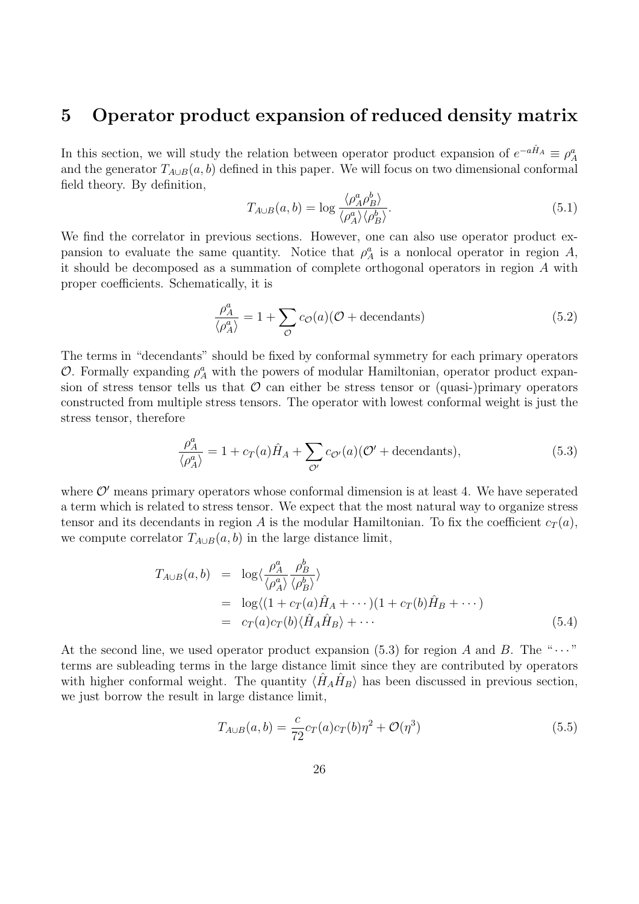# 5 Operator product expansion of reduced density matrix

In this section, we will study the relation between operator product expansion of $e^{-a\hat{H}_A} \equiv \rho_A^a$ and the generator $T_{A\cup B}(a,b)$ defined in this paper. We will focus on two dimensional conformal field theory. By definition,

$$T_{A\cup B}(a,b) = \log \frac{\langle \rho_A^a \rho_B^b \rangle}{\langle \rho_A^a \rangle \langle \rho_B^b \rangle}. \tag{5.1}$$

We find the correlator in previous sections. However, one can also use operator product expansion to evaluate the same quantity. Notice that $\rho_A^a$ is a nonlocal operator in region $A$, it should be decomposed as a summation of complete orthogonal operators in region $A$ with proper coefficients. Schematically, it is

$$\frac{\rho_A^a}{\langle \rho_A^a \rangle} = 1 + \sum_{\mathcal{O}} c_{\mathcal{O}}(a)(\mathcal{O} + \text{decendants}) \tag{5.2}$$

The terms in "decendants" should be fixed by conformal symmetry for each primary operators $\mathcal{O}$. Formally expanding $\rho_A^a$ with the powers of modular Hamiltonian, operator product expansion of stress tensor tells us that $\mathcal{O}$ can either be stress tensor or (quasi-)primary operators constructed from multiple stress tensors. The operator with lowest conformal weight is just the stress tensor, therefore

$$\frac{\rho_A^a}{\langle \rho_A^a \rangle} = 1 + c_T(a)\hat{H}_A + \sum_{\mathcal{O}'} c_{\mathcal{O}'}(a)(\mathcal{O}' + \text{decendants}), \tag{5.3}$$

where $\mathcal{O}'$ means primary operators whose conformal dimension is at least 4. We have seperated a term which is related to stress tensor. We expect that the most natural way to organize stress tensor and its decendants in region $A$ is the modular Hamiltonian. To fix the coefficient $c_T(a)$, we compute correlator $T_{A\cup B}(a,b)$ in the large distance limit,

$$\begin{aligned}
T_{A\cup B}(a,b) &= \log\langle \frac{\rho_A^a}{\langle \rho_A^a \rangle} \frac{\rho_B^b}{\langle \rho_B^b \rangle} \rangle \\
&= \log\langle (1 + c_T(a)\hat{H}_A + \cdots)(1 + c_T(b)\hat{H}_B + \cdots) \\
&= c_T(a)c_T(b)\langle \hat{H}_A \hat{H}_B \rangle + \cdots
\end{aligned} \tag{5.4}$$

At the second line, we used operator product expansion (5.3) for region $A$ and $B$. The "$\cdots$" terms are subleading terms in the large distance limit since they are contributed by operators with higher conformal weight. The quantity $\langle \hat{H}_A \hat{H}_B \rangle$ has been discussed in previous section, we just borrow the result in large distance limit,

$$T_{A\cup B}(a,b) = \frac{c}{72} c_T(a) c_T(b) \eta^2 + \mathcal{O}(\eta^3) \tag{5.5}$$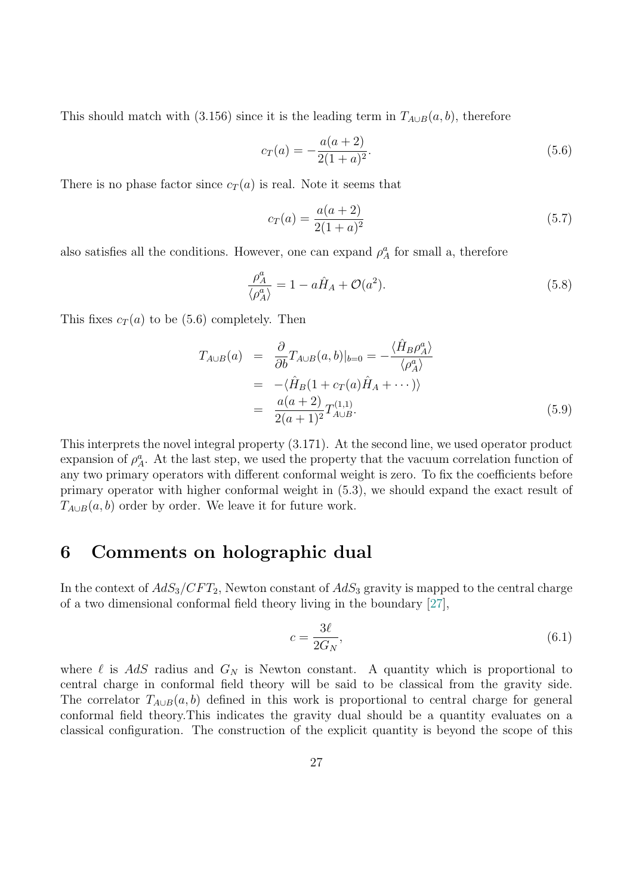This should match with (3.156) since it is the leading term in $T_{A\cup B}(a,b)$, therefore

$$c_T(a) = -\frac{a(a+2)}{2(1+a)^2}. \tag{5.6}$$

There is no phase factor since $c_T(a)$ is real. Note it seems that

$$c_T(a) = \frac{a(a+2)}{2(1+a)^2} \tag{5.7}$$

also satisfies all the conditions. However, one can expand $\rho_A^a$ for small a, therefore

$$\frac{\rho_A^a}{\langle \rho_A^a \rangle} = 1 - a\hat{H}_A + \mathcal{O}(a^2). \tag{5.8}$$

This fixes $c_T(a)$ to be (5.6) completely. Then

$$\begin{aligned} T_{A\cup B}(a) &= \frac{\partial}{\partial b} T_{A\cup B}(a,b)|_{b=0} = -\frac{\langle \hat{H}_B \rho_A^a \rangle}{\langle \rho_A^a \rangle} \\ &= -\langle \hat{H}_B (1 + c_T(a)\hat{H}_A + \cdots) \rangle \\ &= \frac{a(a+2)}{2(a+1)^2} T_{A\cup B}^{(1,1)}. \end{aligned} \tag{5.9}$$

This interprets the novel integral property (3.171). At the second line, we used operator product expansion of $\rho_A^a$. At the last step, we used the property that the vacuum correlation function of any two primary operators with different conformal weight is zero. To fix the coefficients before primary operator with higher conformal weight in (5.3), we should expand the exact result of $T_{A\cup B}(a,b)$ order by order. We leave it for future work.

# 6 Comments on holographic dual

In the context of $AdS_3/CFT_2$, Newton constant of $AdS_3$ gravity is mapped to the central charge of a two dimensional conformal field theory living in the boundary [27],

$$c = \frac{3\ell}{2G_N}, \tag{6.1}$$

where $\ell$ is $AdS$ radius and $G_N$ is Newton constant. A quantity which is proportional to central charge in conformal field theory will be said to be classical from the gravity side. The correlator $T_{A\cup B}(a,b)$ defined in this work is proportional to central charge for general conformal field theory.This indicates the gravity dual should be a quantity evaluates on a classical configuration. The construction of the explicit quantity is beyond the scope of this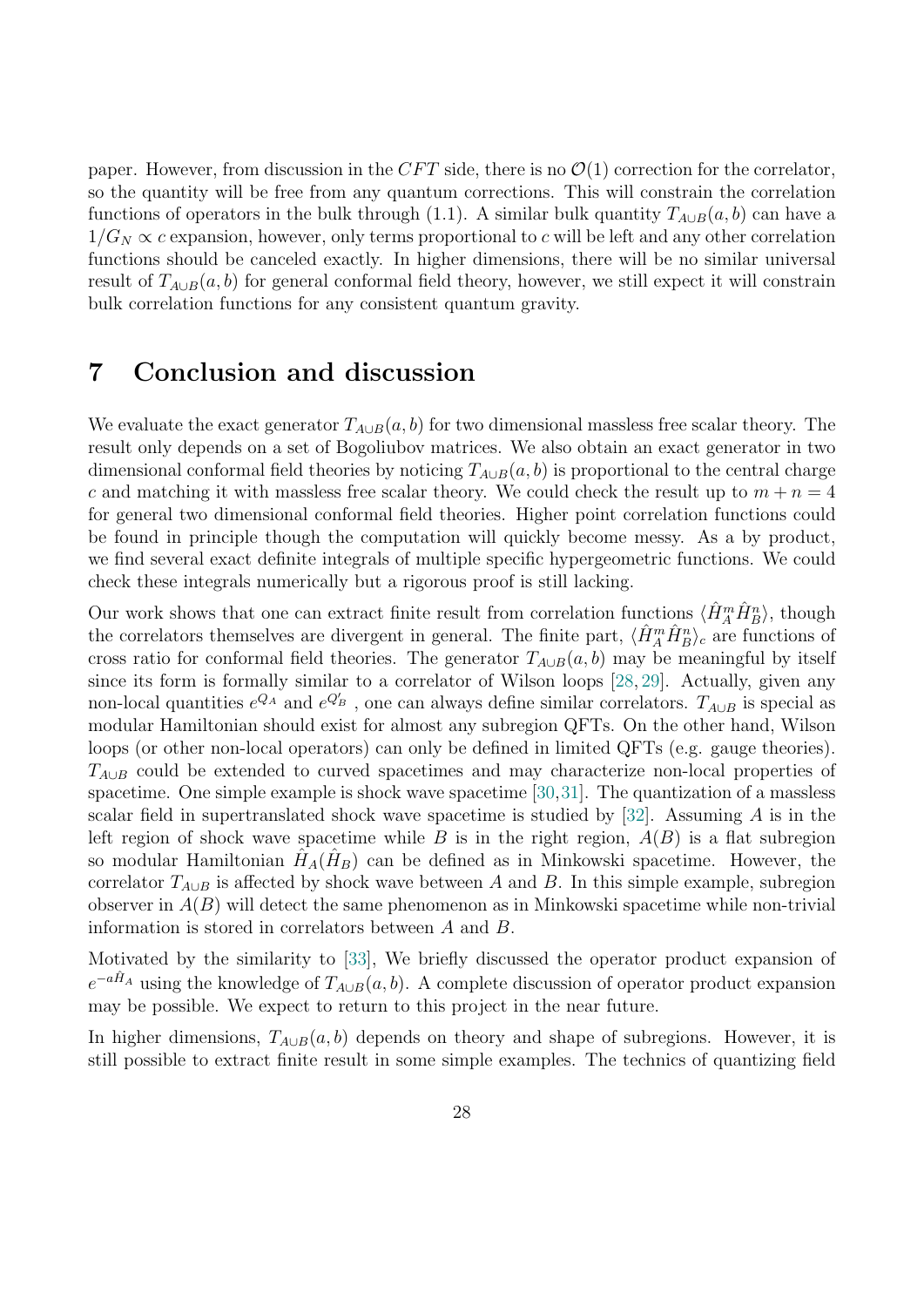paper. However, from discussion in the $CFT$ side, there is no $\mathcal{O}(1)$ correction for the correlator, so the quantity will be free from any quantum corrections. This will constrain the correlation functions of operators in the bulk through (1.1). A similar bulk quantity $T_{A\cup B}(a,b)$ can have a $1/G_N \propto c$ expansion, however, only terms proportional to $c$ will be left and any other correlation functions should be canceled exactly. In higher dimensions, there will be no similar universal result of $T_{A\cup B}(a,b)$ for general conformal field theory, however, we still expect it will constrain bulk correlation functions for any consistent quantum gravity.

# 7 Conclusion and discussion

We evaluate the exact generator $T_{A\cup B}(a,b)$ for two dimensional massless free scalar theory. The result only depends on a set of Bogoliubov matrices. We also obtain an exact generator in two dimensional conformal field theories by noticing $T_{A\cup B}(a,b)$ is proportional to the central charge $c$ and matching it with massless free scalar theory. We could check the result up to $m+n=4$ for general two dimensional conformal field theories. Higher point correlation functions could be found in principle though the computation will quickly become messy. As a by product, we find several exact definite integrals of multiple specific hypergeometric functions. We could check these integrals numerically but a rigorous proof is still lacking.

Our work shows that one can extract finite result from correlation functions $\langle \hat{H}_A^m \hat{H}_B^n \rangle$, though the correlators themselves are divergent in general. The finite part, $\langle \hat{H}_A^m \hat{H}_B^n \rangle_c$ are functions of cross ratio for conformal field theories. The generator $T_{A\cup B}(a,b)$ may be meaningful by itself since its form is formally similar to a correlator of Wilson loops [28, 29]. Actually, given any non-local quantities $e^{Q_A}$ and $e^{Q'_B}$ , one can always define similar correlators. $T_{A\cup B}$ is special as modular Hamiltonian should exist for almost any subregion QFTs. On the other hand, Wilson loops (or other non-local operators) can only be defined in limited QFTs (e.g. gauge theories). $T_{A\cup B}$ could be extended to curved spacetimes and may characterize non-local properties of spacetime. One simple example is shock wave spacetime [30,31]. The quantization of a massless scalar field in supertranslated shock wave spacetime is studied by [32]. Assuming $A$ is in the left region of shock wave spacetime while $B$ is in the right region, $A(B)$ is a flat subregion so modular Hamiltonian $\hat{H}_A(\hat{H}_B)$ can be defined as in Minkowski spacetime. However, the correlator $T_{A\cup B}$ is affected by shock wave between $A$ and $B$. In this simple example, subregion observer in $A(B)$ will detect the same phenomenon as in Minkowski spacetime while non-trivial information is stored in correlators between $A$ and $B$.

Motivated by the similarity to [33], We briefly discussed the operator product expansion of $e^{-a\hat{H}_A}$ using the knowledge of $T_{A\cup B}(a,b)$. A complete discussion of operator product expansion may be possible. We expect to return to this project in the near future.

In higher dimensions, $T_{A\cup B}(a,b)$ depends on theory and shape of subregions. However, it is still possible to extract finite result in some simple examples. The technics of quantizing field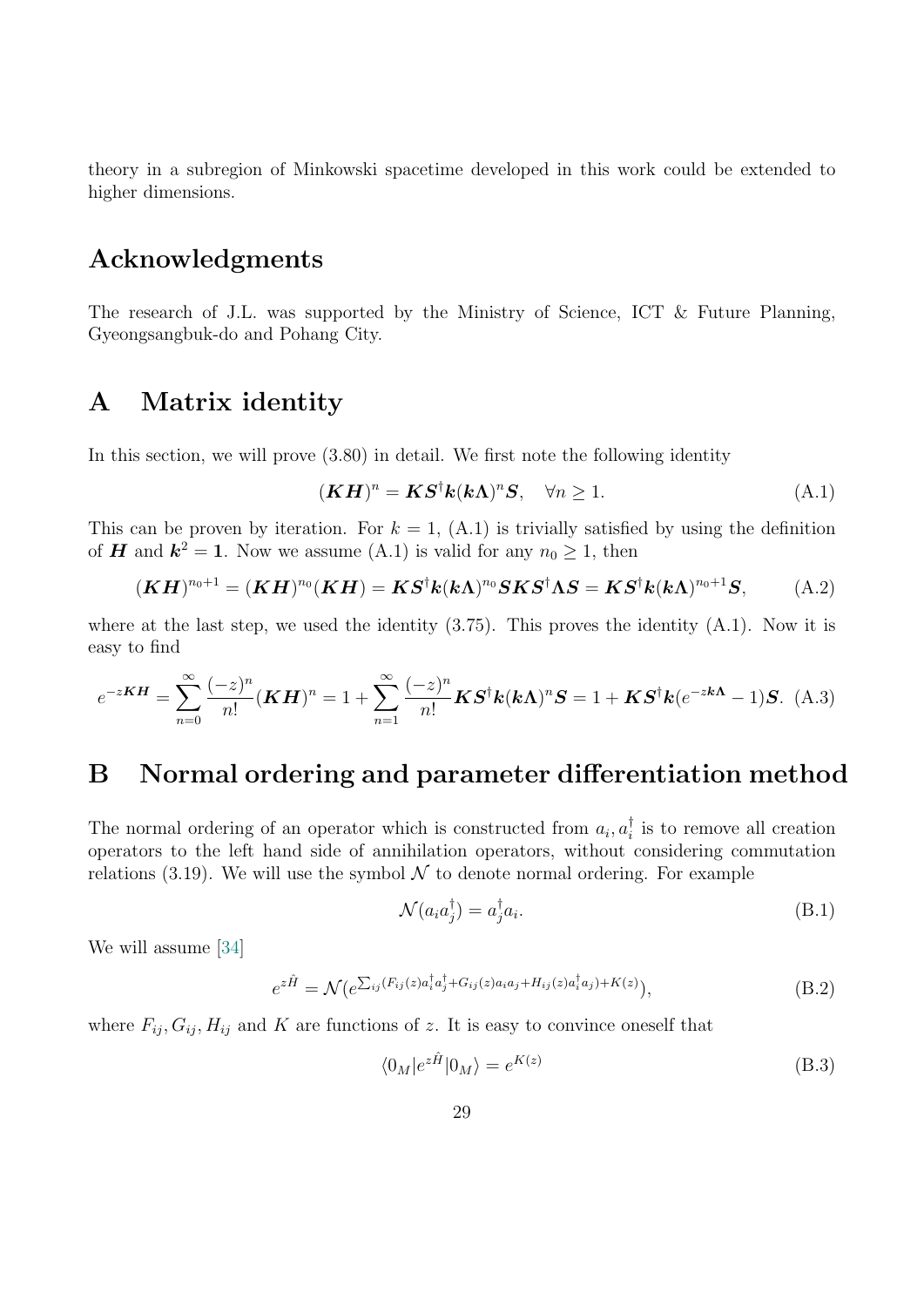theory in a subregion of Minkowski spacetime developed in this work could be extended to higher dimensions.

## Acknowledgments

The research of J.L. was supported by the Ministry of Science, ICT & Future Planning, Gyeongsangbuk-do and Pohang City.

# A Matrix identity

In this section, we will prove (3.80) in detail. We first note the following identity

$$(\boldsymbol{KH})^n = \boldsymbol{KS}^\dagger \boldsymbol{k}(\boldsymbol{k\Lambda})^n \boldsymbol{S}, \quad \forall n \geq 1. \tag{A.1}$$

This can be proven by iteration. For $k = 1$, (A.1) is trivially satisfied by using the definition of $\boldsymbol{H}$ and $\boldsymbol{k}^2 = \boldsymbol{1}$. Now we assume (A.1) is valid for any $n_0 \geq 1$, then

$$(\boldsymbol{KH})^{n_0+1} = (\boldsymbol{KH})^{n_0}(\boldsymbol{KH}) = \boldsymbol{KS}^\dagger \boldsymbol{k}(\boldsymbol{k\Lambda})^{n_0} \boldsymbol{SKS}^\dagger \boldsymbol{\Lambda S} = \boldsymbol{KS}^\dagger \boldsymbol{k}(\boldsymbol{k\Lambda})^{n_0+1} \boldsymbol{S}, \tag{A.2}$$

where at the last step, we used the identity (3.75). This proves the identity (A.1). Now it is easy to find

$$e^{-z\boldsymbol{KH}} = \sum_{n=0}^{\infty} \frac{(-z)^n}{n!}(\boldsymbol{KH})^n = 1 + \sum_{n=1}^{\infty} \frac{(-z)^n}{n!} \boldsymbol{KS}^\dagger \boldsymbol{k}(\boldsymbol{k\Lambda})^n \boldsymbol{S} = 1 + \boldsymbol{KS}^\dagger \boldsymbol{k}(e^{-z\boldsymbol{k\Lambda}} - 1)\boldsymbol{S}. \tag{A.3}$$

# B Normal ordering and parameter differentiation method

The normal ordering of an operator which is constructed from $a_i, a_i^\dagger$ is to remove all creation operators to the left hand side of annihilation operators, without considering commutation relations (3.19). We will use the symbol $\mathcal{N}$ to denote normal ordering. For example

$$\mathcal{N}(a_i a_j^\dagger) = a_j^\dagger a_i. \tag{B.1}$$

We will assume [34]

$$e^{z\hat{H}} = \mathcal{N}(e^{\sum_{ij}(F_{ij}(z)a_i^\dagger a_j^\dagger + G_{ij}(z)a_i a_j + H_{ij}(z)a_i^\dagger a_j) + K(z)}), \tag{B.2}$$

where $F_{ij}, G_{ij}, H_{ij}$ and $K$ are functions of $z$. It is easy to convince oneself that

$$\langle 0_M | e^{z\hat{H}} | 0_M \rangle = e^{K(z)} \tag{B.3}$$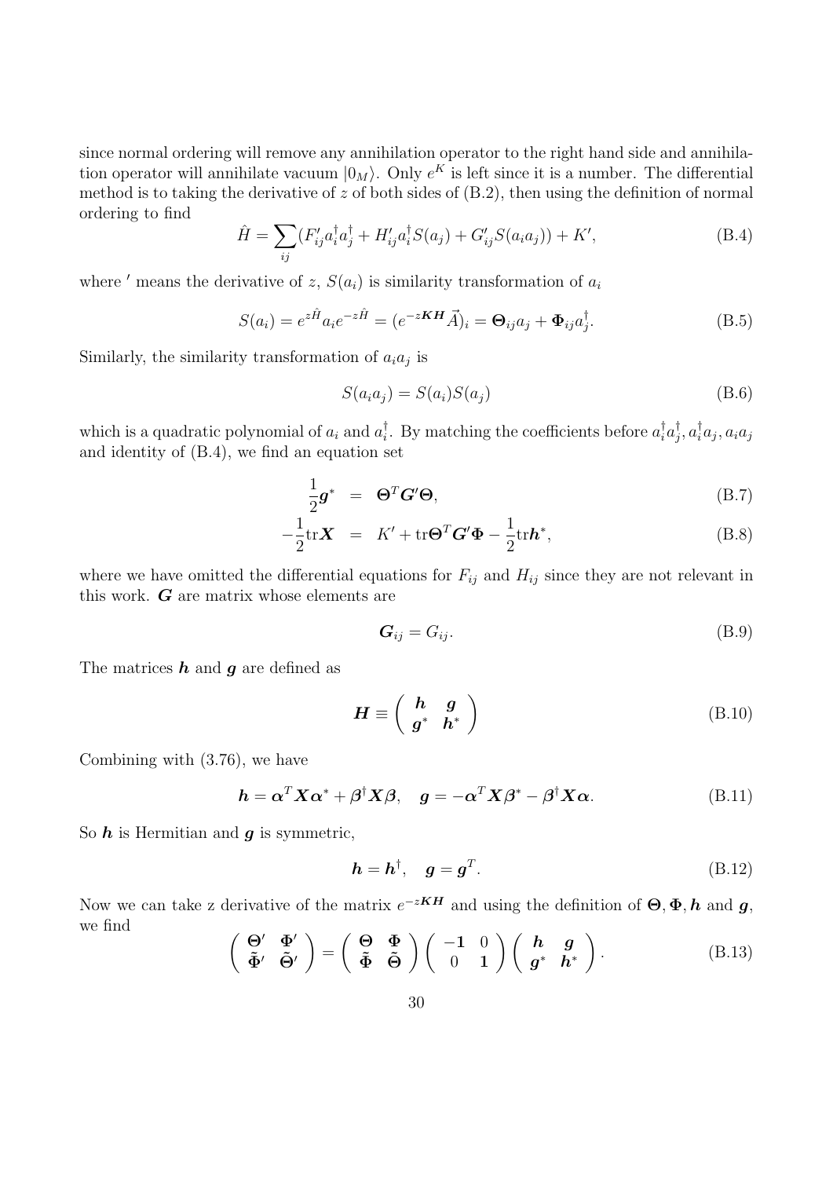since normal ordering will remove any annihilation operator to the right hand side and annihilation operator will annihilate vacuum $|0_M\rangle$. Only $e^K$ is left since it is a number. The differential method is to taking the derivative of $z$ of both sides of (B.2), then using the definition of normal ordering to find

$$\hat{H} = \sum_{ij}(F'_{ij}a_i^\dagger a_j^\dagger + H'_{ij}a_i^\dagger S(a_j) + G'_{ij}S(a_i a_j)) + K', \tag{B.4}$$

where $'$ means the derivative of $z$, $S(a_i)$ is similarity transformation of $a_i$

$$S(a_i) = e^{z\hat{H}}a_i e^{-z\hat{H}} = (e^{-z\boldsymbol{KH}}\vec{A})_i = \boldsymbol{\Theta}_{ij}a_j + \boldsymbol{\Phi}_{ij}a_j^\dagger. \tag{B.5}$$

Similarly, the similarity transformation of $a_i a_j$ is

$$S(a_i a_j) = S(a_i)S(a_j) \tag{B.6}$$

which is a quadratic polynomial of $a_i$ and $a_i^\dagger$. By matching the coefficients before $a_i^\dagger a_j^\dagger, a_i^\dagger a_j, a_i a_j$ and identity of (B.4), we find an equation set

$$\frac{1}{2}\boldsymbol{g}^* = \boldsymbol{\Theta}^T\boldsymbol{G}'\boldsymbol{\Theta}, \tag{B.7}$$

$$-\frac{1}{2}\text{tr}\boldsymbol{X} = K' + \text{tr}\boldsymbol{\Theta}^T\boldsymbol{G}'\boldsymbol{\Phi} - \frac{1}{2}\text{tr}\boldsymbol{h}^*, \tag{B.8}$$

where we have omitted the differential equations for $F_{ij}$ and $H_{ij}$ since they are not relevant in this work. $\boldsymbol{G}$ are matrix whose elements are

$$\boldsymbol{G}_{ij} = G_{ij}. \tag{B.9}$$

The matrices $\boldsymbol{h}$ and $\boldsymbol{g}$ are defined as

$$\boldsymbol{H} \equiv \begin{pmatrix} \boldsymbol{h} & \boldsymbol{g} \\ \boldsymbol{g}^* & \boldsymbol{h}^* \end{pmatrix} \tag{B.10}$$

Combining with (3.76), we have

$$\boldsymbol{h} = \boldsymbol{\alpha}^T\boldsymbol{X}\boldsymbol{\alpha}^* + \boldsymbol{\beta}^\dagger\boldsymbol{X}\boldsymbol{\beta}, \quad \boldsymbol{g} = -\boldsymbol{\alpha}^T\boldsymbol{X}\boldsymbol{\beta}^* - \boldsymbol{\beta}^\dagger\boldsymbol{X}\boldsymbol{\alpha}. \tag{B.11}$$

So $\boldsymbol{h}$ is Hermitian and $\boldsymbol{g}$ is symmetric,

$$\boldsymbol{h} = \boldsymbol{h}^\dagger, \quad \boldsymbol{g} = \boldsymbol{g}^T. \tag{B.12}$$

Now we can take z derivative of the matrix $e^{-z\boldsymbol{KH}}$ and using the definition of $\boldsymbol{\Theta}, \boldsymbol{\Phi}, \boldsymbol{h}$ and $\boldsymbol{g}$, we find

$$\begin{pmatrix} \boldsymbol{\Theta}' & \boldsymbol{\Phi}' \\ \tilde{\boldsymbol{\Phi}}' & \tilde{\boldsymbol{\Theta}}' \end{pmatrix} = \begin{pmatrix} \boldsymbol{\Theta} & \boldsymbol{\Phi} \\ \tilde{\boldsymbol{\Phi}} & \tilde{\boldsymbol{\Theta}} \end{pmatrix} \begin{pmatrix} -\mathbf{1} & 0 \\ 0 & \mathbf{1} \end{pmatrix} \begin{pmatrix} \boldsymbol{h} & \boldsymbol{g} \\ \boldsymbol{g}^* & \boldsymbol{h}^* \end{pmatrix}. \tag{B.13}$$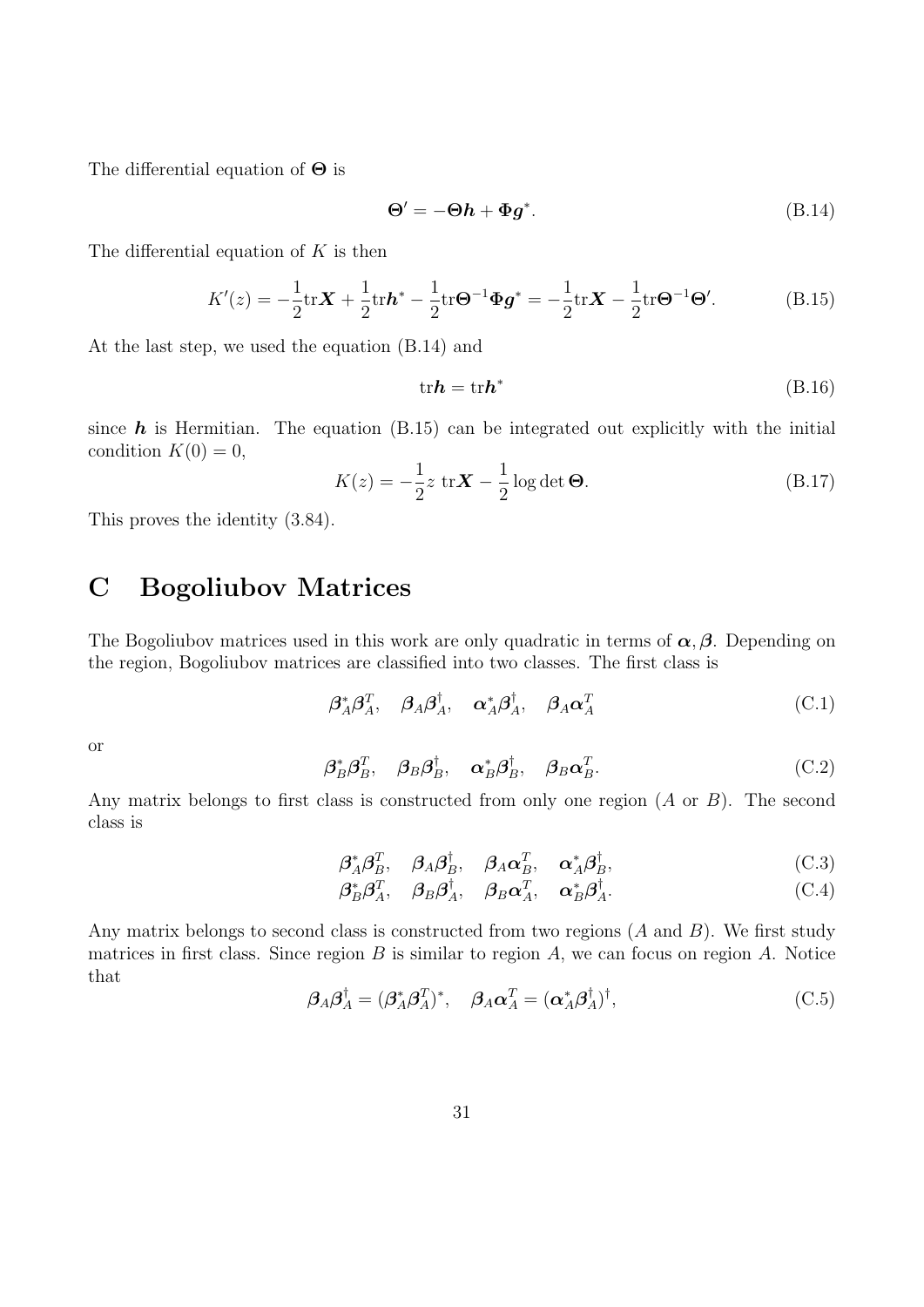The differential equation of $\boldsymbol{\Theta}$ is

$$\boldsymbol{\Theta}' = -\boldsymbol{\Theta}\boldsymbol{h} + \boldsymbol{\Phi}\boldsymbol{g}^*. \tag{B.14}$$

The differential equation of $K$ is then

$$K'(z) = -\frac{1}{2}\mathrm{tr}\boldsymbol{X} + \frac{1}{2}\mathrm{tr}\boldsymbol{h}^* - \frac{1}{2}\mathrm{tr}\boldsymbol{\Theta}^{-1}\boldsymbol{\Phi}\boldsymbol{g}^* = -\frac{1}{2}\mathrm{tr}\boldsymbol{X} - \frac{1}{2}\mathrm{tr}\boldsymbol{\Theta}^{-1}\boldsymbol{\Theta}'. \tag{B.15}$$

At the last step, we used the equation (B.14) and

$$\mathrm{tr}\boldsymbol{h} = \mathrm{tr}\boldsymbol{h}^* \tag{B.16}$$

since $\boldsymbol{h}$ is Hermitian. The equation (B.15) can be integrated out explicitly with the initial condition $K(0) = 0$,

$$K(z) = -\frac{1}{2}z\ \mathrm{tr}\boldsymbol{X} - \frac{1}{2}\log\det\boldsymbol{\Theta}. \tag{B.17}$$

This proves the identity (3.84).

# C Bogoliubov Matrices

The Bogoliubov matrices used in this work are only quadratic in terms of $\boldsymbol{\alpha}, \boldsymbol{\beta}$. Depending on the region, Bogoliubov matrices are classified into two classes. The first class is

$$\boldsymbol{\beta}_A^*\boldsymbol{\beta}_A^T, \quad \boldsymbol{\beta}_A\boldsymbol{\beta}_A^\dagger, \quad \boldsymbol{\alpha}_A^*\boldsymbol{\beta}_A^\dagger, \quad \boldsymbol{\beta}_A\boldsymbol{\alpha}_A^T \tag{C.1}$$

or

$$\boldsymbol{\beta}_B^*\boldsymbol{\beta}_B^T, \quad \boldsymbol{\beta}_B\boldsymbol{\beta}_B^\dagger, \quad \boldsymbol{\alpha}_B^*\boldsymbol{\beta}_B^\dagger, \quad \boldsymbol{\beta}_B\boldsymbol{\alpha}_B^T. \tag{C.2}$$

Any matrix belongs to first class is constructed from only one region ($A$ or $B$). The second class is

$$\boldsymbol{\beta}_A^*\boldsymbol{\beta}_B^T, \quad \boldsymbol{\beta}_A\boldsymbol{\beta}_B^\dagger, \quad \boldsymbol{\beta}_A\boldsymbol{\alpha}_B^T, \quad \boldsymbol{\alpha}_A^*\boldsymbol{\beta}_B^\dagger, \tag{C.3}$$

$$\boldsymbol{\beta}_B^*\boldsymbol{\beta}_A^T, \quad \boldsymbol{\beta}_B\boldsymbol{\beta}_A^\dagger, \quad \boldsymbol{\beta}_B\boldsymbol{\alpha}_A^T, \quad \boldsymbol{\alpha}_B^*\boldsymbol{\beta}_A^\dagger. \tag{C.4}$$

Any matrix belongs to second class is constructed from two regions ($A$ and $B$). We first study matrices in first class. Since region $B$ is similar to region $A$, we can focus on region $A$. Notice that

$$\boldsymbol{\beta}_A\boldsymbol{\beta}_A^\dagger = (\boldsymbol{\beta}_A^*\boldsymbol{\beta}_A^T)^*, \quad \boldsymbol{\beta}_A\boldsymbol{\alpha}_A^T = (\boldsymbol{\alpha}_A^*\boldsymbol{\beta}_A^\dagger)^\dagger, \tag{C.5}$$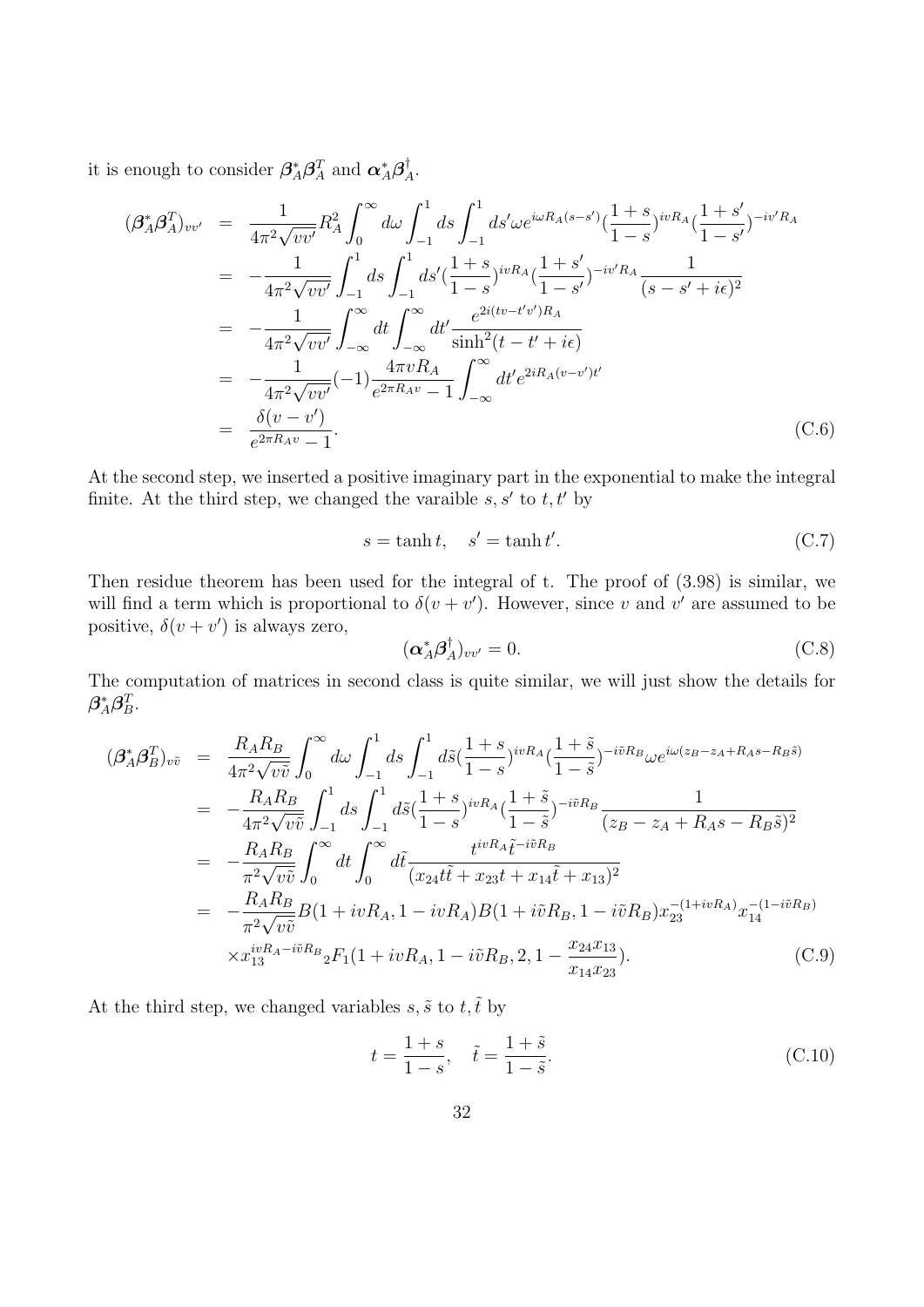it is enough to consider $\boldsymbol{\beta}_A^* \boldsymbol{\beta}_A^T$ and $\boldsymbol{\alpha}_A^* \boldsymbol{\beta}_A^\dagger$.

$$
\begin{aligned}
(\boldsymbol{\beta}_A^* \boldsymbol{\beta}_A^T)_{vv'} &= \frac{1}{4\pi^2\sqrt{vv'}} R_A^2 \int_0^\infty d\omega \int_{-1}^1 ds \int_{-1}^1 ds' \omega e^{i\omega R_A(s-s')} (\frac{1+s}{1-s})^{ivR_A} (\frac{1+s'}{1-s'})^{-iv'R_A} \\
&= -\frac{1}{4\pi^2\sqrt{vv'}} \int_{-1}^1 ds \int_{-1}^1 ds' (\frac{1+s}{1-s})^{ivR_A} (\frac{1+s'}{1-s'})^{-iv'R_A} \frac{1}{(s-s'+i\epsilon)^2} \\
&= -\frac{1}{4\pi^2\sqrt{vv'}} \int_{-\infty}^\infty dt \int_{-\infty}^\infty dt' \frac{e^{2i(tv-t'v')R_A}}{\sinh^2(t-t'+i\epsilon)} \\
&= -\frac{1}{4\pi^2\sqrt{vv'}} (-1) \frac{4\pi v R_A}{e^{2\pi R_A v}-1} \int_{-\infty}^\infty dt' e^{2iR_A(v-v')t'} \\
&= \frac{\delta(v-v')}{e^{2\pi R_A v}-1}.
\end{aligned} \tag{C.6}
$$

At the second step, we inserted a positive imaginary part in the exponential to make the integral finite. At the third step, we changed the varaible $s, s'$ to $t, t'$ by

$$
s = \tanh t, \quad s' = \tanh t'. \tag{C.7}
$$

Then residue theorem has been used for the integral of t. The proof of (3.98) is similar, we will find a term which is proportional to $\delta(v+v')$. However, since $v$ and $v'$ are assumed to be positive, $\delta(v+v')$ is always zero,

$$
(\boldsymbol{\alpha}_A^* \boldsymbol{\beta}_A^\dagger)_{vv'} = 0. \tag{C.8}
$$

The computation of matrices in second class is quite similar, we will just show the details for $\boldsymbol{\beta}_A^* \boldsymbol{\beta}_B^T$.

$$
\begin{aligned}
(\boldsymbol{\beta}_A^* \boldsymbol{\beta}_B^T)_{v\tilde{v}} &= \frac{R_A R_B}{4\pi^2\sqrt{v\tilde{v}}} \int_0^\infty d\omega \int_{-1}^1 ds \int_{-1}^1 d\tilde{s} (\frac{1+s}{1-s})^{ivR_A} (\frac{1+\tilde{s}}{1-\tilde{s}})^{-i\tilde{v}R_B} \omega e^{i\omega(z_B - z_A + R_A s - R_B \tilde{s})} \\
&= -\frac{R_A R_B}{4\pi^2\sqrt{v\tilde{v}}} \int_{-1}^1 ds \int_{-1}^1 d\tilde{s} (\frac{1+s}{1-s})^{ivR_A} (\frac{1+\tilde{s}}{1-\tilde{s}})^{-i\tilde{v}R_B} \frac{1}{(z_B - z_A + R_A s - R_B \tilde{s})^2} \\
&= -\frac{R_A R_B}{\pi^2\sqrt{v\tilde{v}}} \int_0^\infty dt \int_0^\infty d\tilde{t} \frac{t^{ivR_A} \tilde{t}^{-i\tilde{v}R_B}}{(x_{24} t\tilde{t} + x_{23} t + x_{14} \tilde{t} + x_{13})^2} \\
&= -\frac{R_A R_B}{\pi^2\sqrt{v\tilde{v}}} B(1+ivR_A, 1-ivR_A) B(1+i\tilde{v}R_B, 1-i\tilde{v}R_B) x_{23}^{-(1+ivR_A)} x_{14}^{-(1-i\tilde{v}R_B)} \\
&\quad \times x_{13}^{ivR_A - i\tilde{v}R_B} {}_2F_1(1+ivR_A, 1-i\tilde{v}R_B, 2, 1 - \frac{x_{24}x_{13}}{x_{14}x_{23}}).
\end{aligned} \tag{C.9}
$$

At the third step, we changed variables $s, \tilde{s}$ to $t, \tilde{t}$ by

$$
t = \frac{1+s}{1-s}, \quad \tilde{t} = \frac{1+\tilde{s}}{1-\tilde{s}}. \tag{C.10}
$$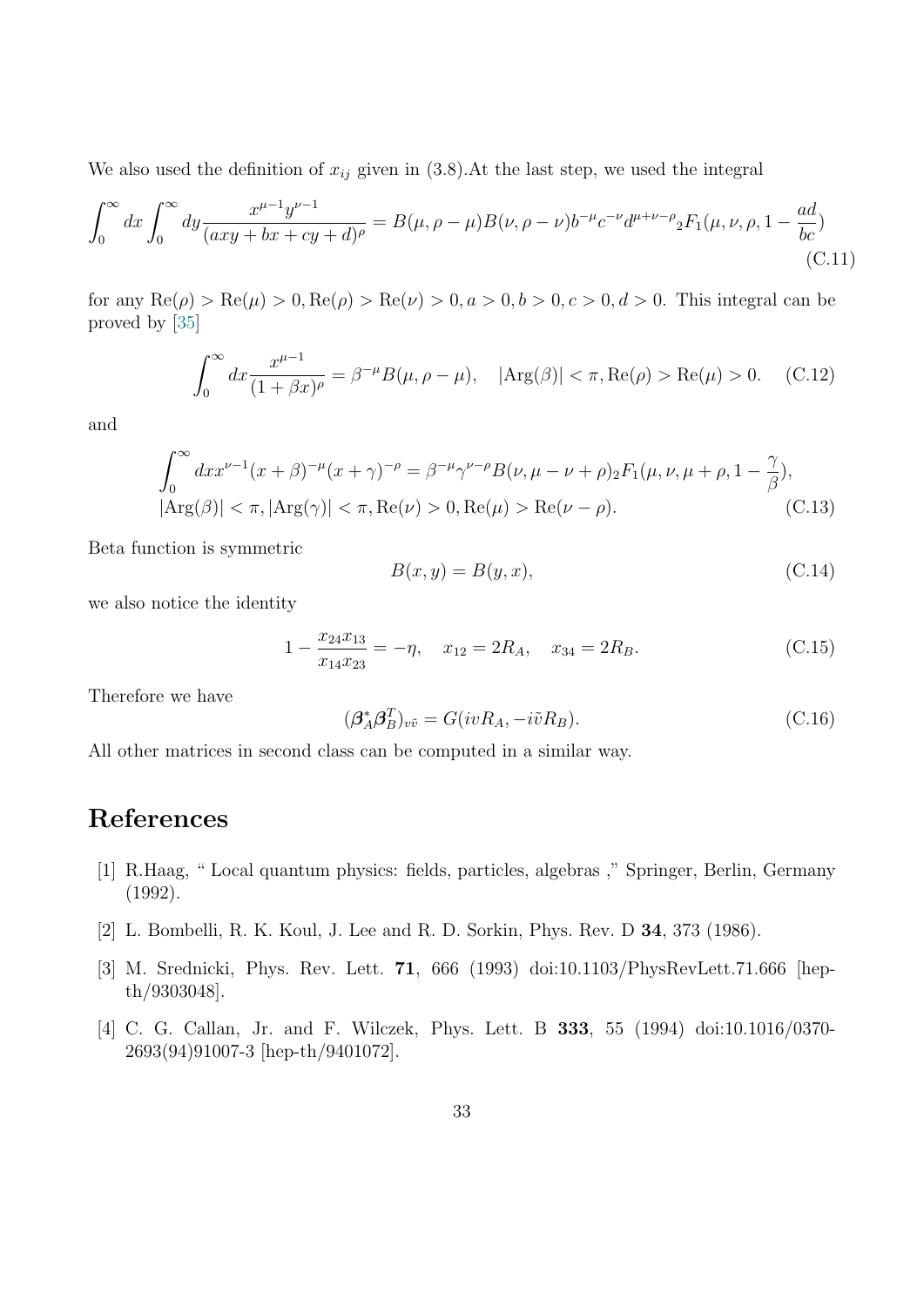We also used the definition of $x_{ij}$ given in (3.8).At the last step, we used the integral

$$\int_0^\infty dx \int_0^\infty dy \frac{x^{\mu-1}y^{\nu-1}}{(axy+bx+cy+d)^\rho} = B(\mu,\rho-\mu)B(\nu,\rho-\nu)b^{-\mu}c^{-\nu}d^{\mu+\nu-\rho}{}_2F_1(\mu,\nu,\rho,1-\frac{ad}{bc}) \tag{C.11}$$

for any $\text{Re}(\rho) > \text{Re}(\mu) > 0, \text{Re}(\rho) > \text{Re}(\nu) > 0, a > 0, b > 0, c > 0, d > 0$. This integral can be proved by [35]

$$\int_0^\infty dx \frac{x^{\mu-1}}{(1+\beta x)^\rho} = \beta^{-\mu}B(\mu,\rho-\mu), \quad |\text{Arg}(\beta)| < \pi, \text{Re}(\rho) > \text{Re}(\mu) > 0. \tag{C.12}$$

and

$$\int_0^\infty dx x^{\nu-1}(x+\beta)^{-\mu}(x+\gamma)^{-\rho} = \beta^{-\mu}\gamma^{\nu-\rho}B(\nu,\mu-\nu+\rho){}_2F_1(\mu,\nu,\mu+\rho,1-\frac{\gamma}{\beta}),$$
$$|\text{Arg}(\beta)| < \pi, |\text{Arg}(\gamma)| < \pi, \text{Re}(\nu) > 0, \text{Re}(\mu) > \text{Re}(\nu-\rho). \tag{C.13}$$

Beta function is symmetric

$$B(x,y) = B(y,x), \tag{C.14}$$

we also notice the identity

$$1 - \frac{x_{24}x_{13}}{x_{14}x_{23}} = -\eta, \quad x_{12} = 2R_A, \quad x_{34} = 2R_B. \tag{C.15}$$

Therefore we have

$$(\boldsymbol{\beta}_A^*\boldsymbol{\beta}_B^T)_{v\tilde{v}} = G(ivR_A, -i\tilde{v}R_B). \tag{C.16}$$

All other matrices in second class can be computed in a similar way.

# References

[1] R.Haag, “ Local quantum physics: fields, particles, algebras ,” Springer, Berlin, Germany (1992).

[2] L. Bombelli, R. K. Koul, J. Lee and R. D. Sorkin, Phys. Rev. D **34**, 373 (1986).

[3] M. Srednicki, Phys. Rev. Lett. **71**, 666 (1993) doi:10.1103/PhysRevLett.71.666 [hep-th/9303048].

[4] C. G. Callan, Jr. and F. Wilczek, Phys. Lett. B **333**, 55 (1994) doi:10.1016/0370-2693(94)91007-3 [hep-th/9401072].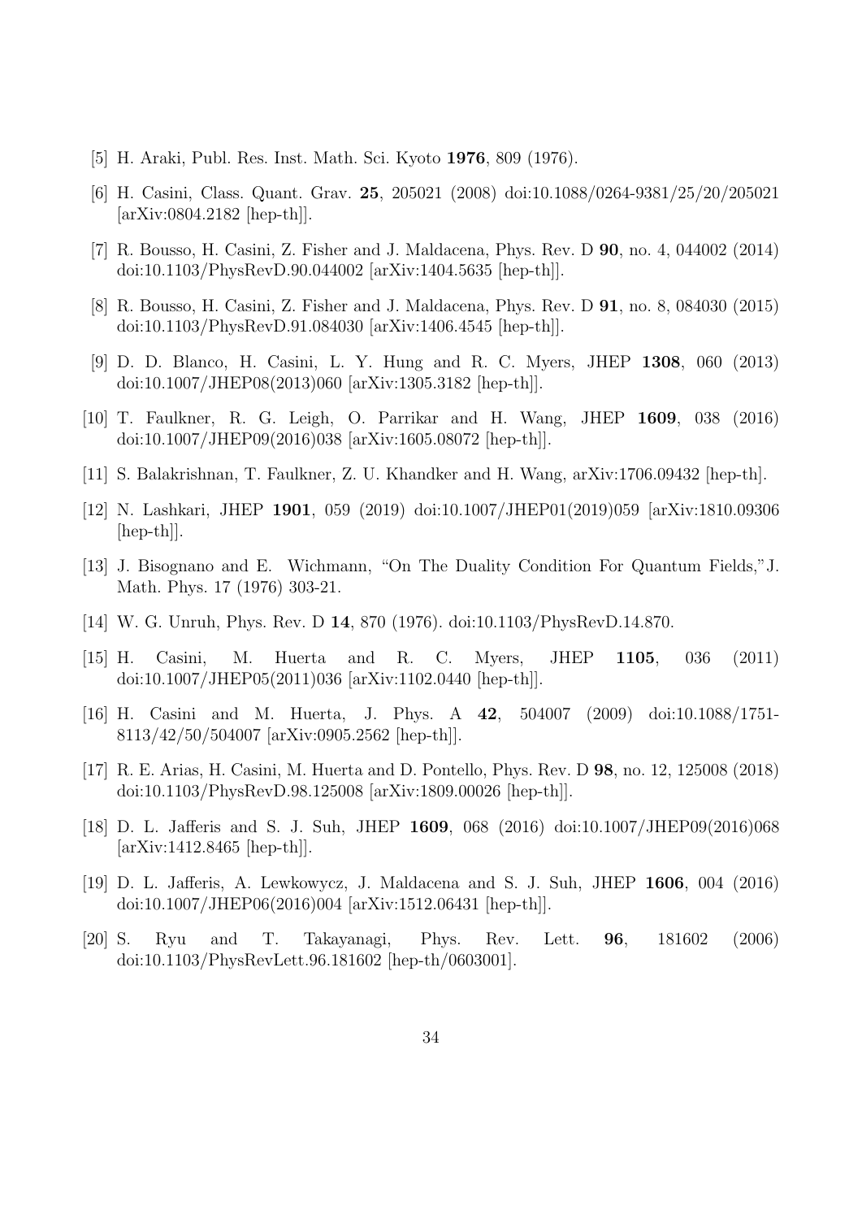[5] H. Araki, Publ. Res. Inst. Math. Sci. Kyoto **1976**, 809 (1976).

[6] H. Casini, Class. Quant. Grav. **25**, 205021 (2008) doi:10.1088/0264-9381/25/20/205021 [arXiv:0804.2182 [hep-th]].

[7] R. Bousso, H. Casini, Z. Fisher and J. Maldacena, Phys. Rev. D **90**, no. 4, 044002 (2014) doi:10.1103/PhysRevD.90.044002 [arXiv:1404.5635 [hep-th]].

[8] R. Bousso, H. Casini, Z. Fisher and J. Maldacena, Phys. Rev. D **91**, no. 8, 084030 (2015) doi:10.1103/PhysRevD.91.084030 [arXiv:1406.4545 [hep-th]].

[9] D. D. Blanco, H. Casini, L. Y. Hung and R. C. Myers, JHEP **1308**, 060 (2013) doi:10.1007/JHEP08(2013)060 [arXiv:1305.3182 [hep-th]].

[10] T. Faulkner, R. G. Leigh, O. Parrikar and H. Wang, JHEP **1609**, 038 (2016) doi:10.1007/JHEP09(2016)038 [arXiv:1605.08072 [hep-th]].

[11] S. Balakrishnan, T. Faulkner, Z. U. Khandker and H. Wang, arXiv:1706.09432 [hep-th].

[12] N. Lashkari, JHEP **1901**, 059 (2019) doi:10.1007/JHEP01(2019)059 [arXiv:1810.09306 [hep-th]].

[13] J. Bisognano and E. Wichmann, "On The Duality Condition For Quantum Fields," J. Math. Phys. 17 (1976) 303-21.

[14] W. G. Unruh, Phys. Rev. D **14**, 870 (1976). doi:10.1103/PhysRevD.14.870.

[15] H. Casini, M. Huerta and R. C. Myers, JHEP **1105**, 036 (2011) doi:10.1007/JHEP05(2011)036 [arXiv:1102.0440 [hep-th]].

[16] H. Casini and M. Huerta, J. Phys. A **42**, 504007 (2009) doi:10.1088/1751-8113/42/50/504007 [arXiv:0905.2562 [hep-th]].

[17] R. E. Arias, H. Casini, M. Huerta and D. Pontello, Phys. Rev. D **98**, no. 12, 125008 (2018) doi:10.1103/PhysRevD.98.125008 [arXiv:1809.00026 [hep-th]].

[18] D. L. Jafferis and S. J. Suh, JHEP **1609**, 068 (2016) doi:10.1007/JHEP09(2016)068 [arXiv:1412.8465 [hep-th]].

[19] D. L. Jafferis, A. Lewkowycz, J. Maldacena and S. J. Suh, JHEP **1606**, 004 (2016) doi:10.1007/JHEP06(2016)004 [arXiv:1512.06431 [hep-th]].

[20] S. Ryu and T. Takayanagi, Phys. Rev. Lett. **96**, 181602 (2006) doi:10.1103/PhysRevLett.96.181602 [hep-th/0603001].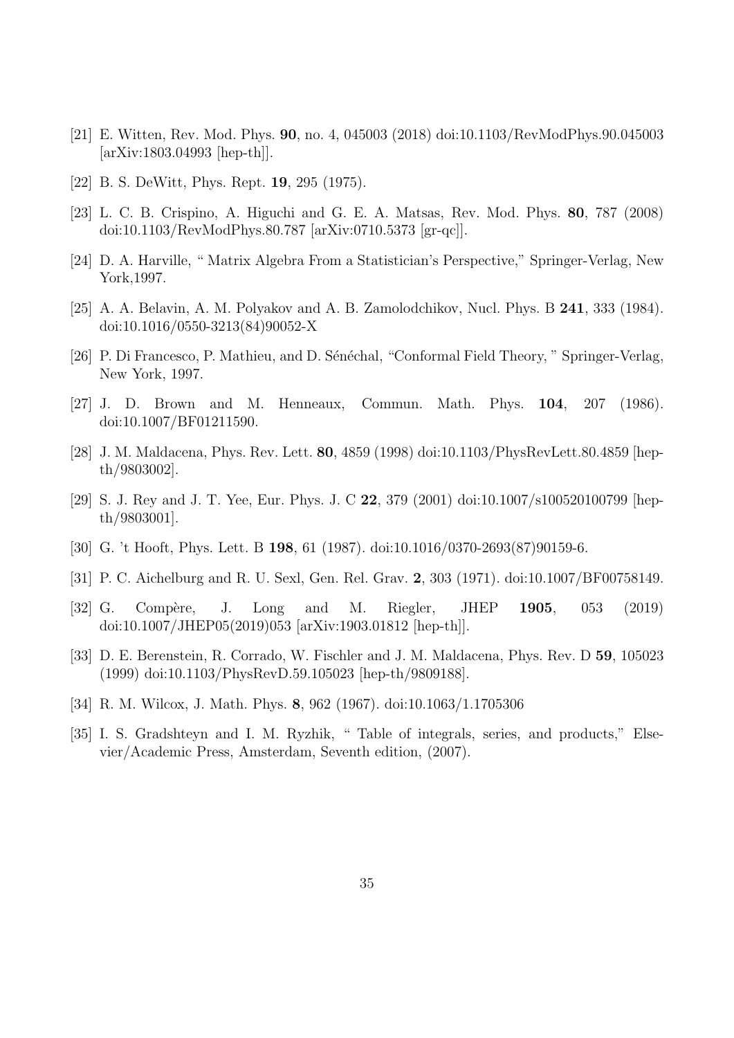[21] E. Witten, Rev. Mod. Phys. **90**, no. 4, 045003 (2018) doi:10.1103/RevModPhys.90.045003 [arXiv:1803.04993 [hep-th]].

[22] B. S. DeWitt, Phys. Rept. **19**, 295 (1975).

[23] L. C. B. Crispino, A. Higuchi and G. E. A. Matsas, Rev. Mod. Phys. **80**, 787 (2008) doi:10.1103/RevModPhys.80.787 [arXiv:0710.5373 [gr-qc]].

[24] D. A. Harville, " Matrix Algebra From a Statistician's Perspective," Springer-Verlag, New York,1997.

[25] A. A. Belavin, A. M. Polyakov and A. B. Zamolodchikov, Nucl. Phys. B **241**, 333 (1984). doi:10.1016/0550-3213(84)90052-X

[26] P. Di Francesco, P. Mathieu, and D. Sénéchal, "Conformal Field Theory, " Springer-Verlag, New York, 1997.

[27] J. D. Brown and M. Henneaux, Commun. Math. Phys. **104**, 207 (1986). doi:10.1007/BF01211590.

[28] J. M. Maldacena, Phys. Rev. Lett. **80**, 4859 (1998) doi:10.1103/PhysRevLett.80.4859 [hep-th/9803002].

[29] S. J. Rey and J. T. Yee, Eur. Phys. J. C **22**, 379 (2001) doi:10.1007/s100520100799 [hep-th/9803001].

[30] G. 't Hooft, Phys. Lett. B **198**, 61 (1987). doi:10.1016/0370-2693(87)90159-6.

[31] P. C. Aichelburg and R. U. Sexl, Gen. Rel. Grav. **2**, 303 (1971). doi:10.1007/BF00758149.

[32] G. Compère, J. Long and M. Riegler, JHEP **1905**, 053 (2019) doi:10.1007/JHEP05(2019)053 [arXiv:1903.01812 [hep-th]].

[33] D. E. Berenstein, R. Corrado, W. Fischler and J. M. Maldacena, Phys. Rev. D **59**, 105023 (1999) doi:10.1103/PhysRevD.59.105023 [hep-th/9809188].

[34] R. M. Wilcox, J. Math. Phys. **8**, 962 (1967). doi:10.1063/1.1705306

[35] I. S. Gradshteyn and I. M. Ryzhik, " Table of integrals, series, and products," Elsevier/Academic Press, Amsterdam, Seventh edition, (2007).